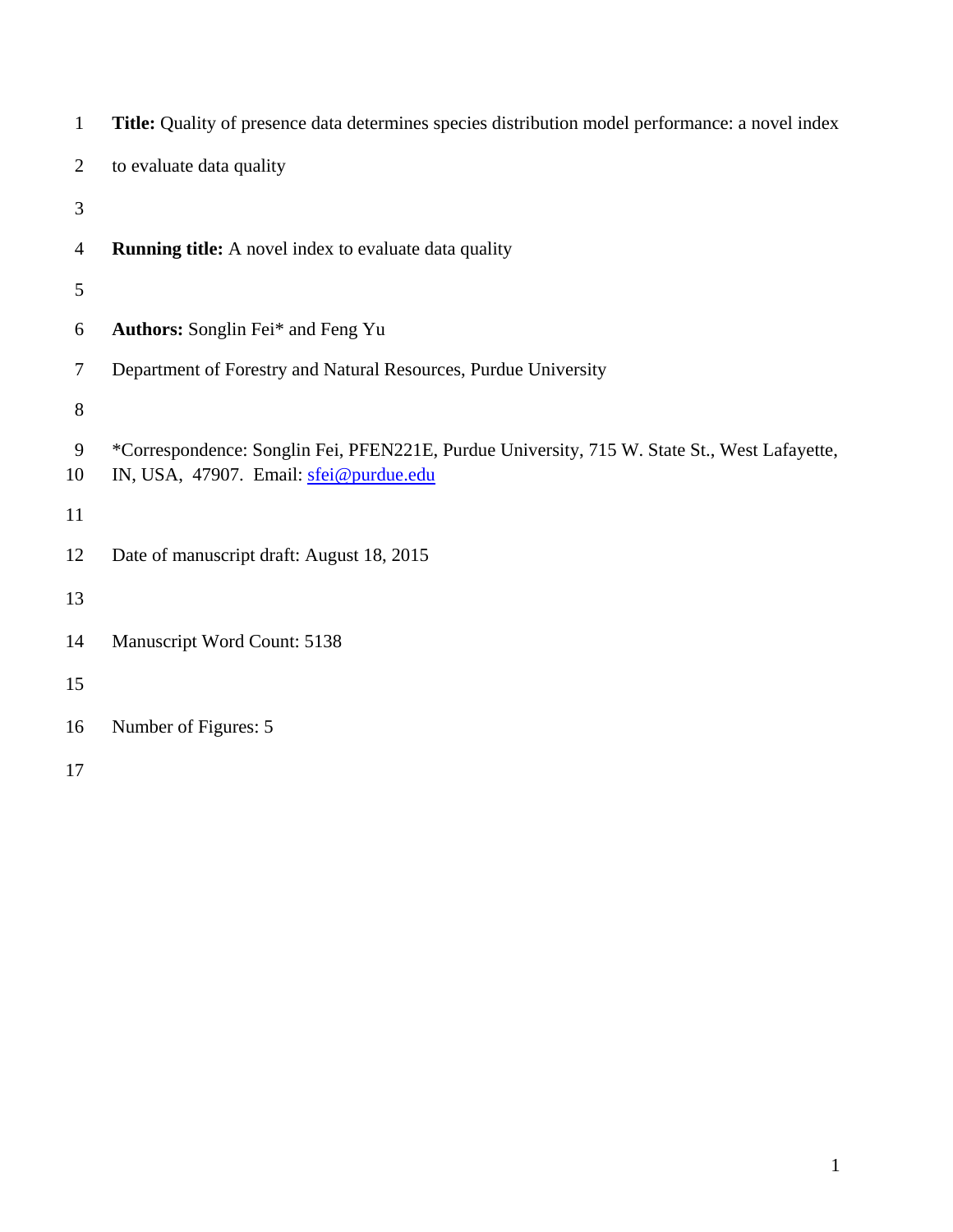**Title:** Quality of presence data determines species distribution model performance: a novel index to evaluate data quality

**Running title:** A novel index to evaluate data quality

**Authors:** Songlin Fei* and Feng Yu

Department of Forestry and Natural Resources, Purdue University

*Correspondence: Songlin Fei, PFEN221E, Purdue University, 715 W. State St., West Lafayette, IN, USA, 47907. Email: sfei@purdue.edu

Date of manuscript draft: August 18, 2015

Manuscript Word Count: 5138

Number of Figures: 5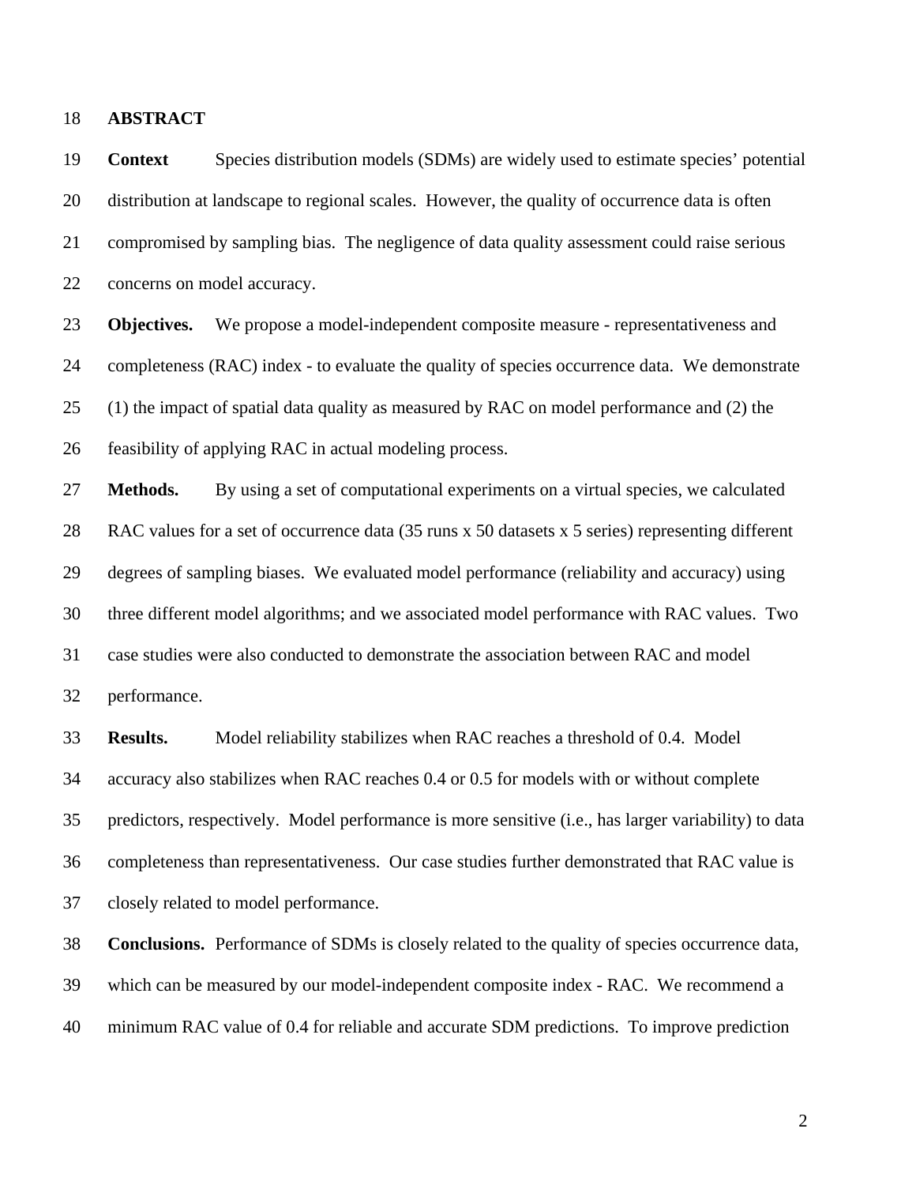## ABSTRACT

**Context** Species distribution models (SDMs) are widely used to estimate species' potential distribution at landscape to regional scales. However, the quality of occurrence data is often compromised by sampling bias. The negligence of data quality assessment could raise serious concerns on model accuracy.

**Objectives.** We propose a model-independent composite measure - representativeness and completeness (RAC) index - to evaluate the quality of species occurrence data. We demonstrate (1) the impact of spatial data quality as measured by RAC on model performance and (2) the feasibility of applying RAC in actual modeling process.

**Methods.** By using a set of computational experiments on a virtual species, we calculated RAC values for a set of occurrence data (35 runs x 50 datasets x 5 series) representing different degrees of sampling biases. We evaluated model performance (reliability and accuracy) using three different model algorithms; and we associated model performance with RAC values. Two case studies were also conducted to demonstrate the association between RAC and model performance.

**Results.** Model reliability stabilizes when RAC reaches a threshold of 0.4. Model accuracy also stabilizes when RAC reaches 0.4 or 0.5 for models with or without complete predictors, respectively. Model performance is more sensitive (i.e., has larger variability) to data completeness than representativeness. Our case studies further demonstrated that RAC value is closely related to model performance.

**Conclusions.** Performance of SDMs is closely related to the quality of species occurrence data, which can be measured by our model-independent composite index - RAC. We recommend a minimum RAC value of 0.4 for reliable and accurate SDM predictions. To improve prediction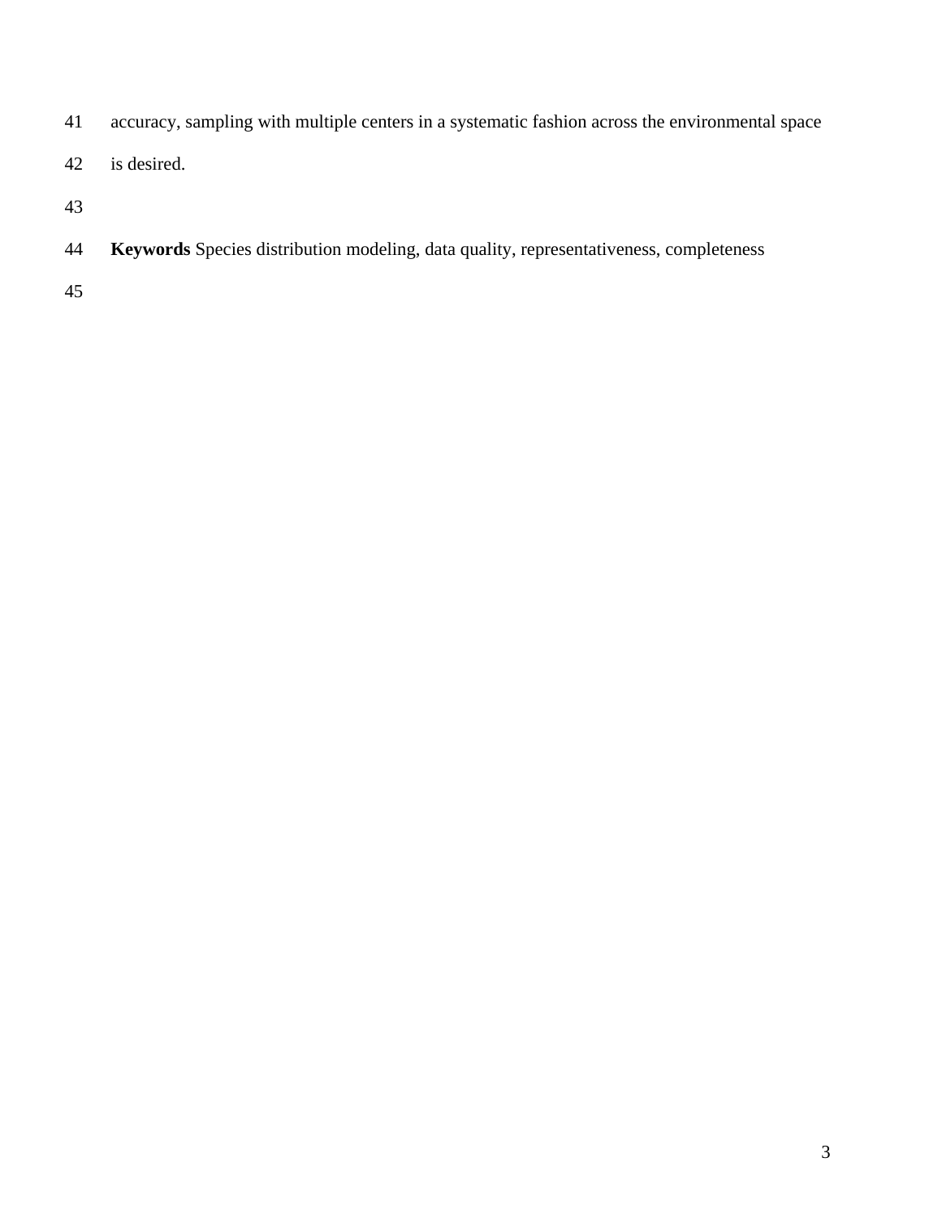accuracy, sampling with multiple centers in a systematic fashion across the environmental space is desired.

**Keywords** Species distribution modeling, data quality, representativeness, completeness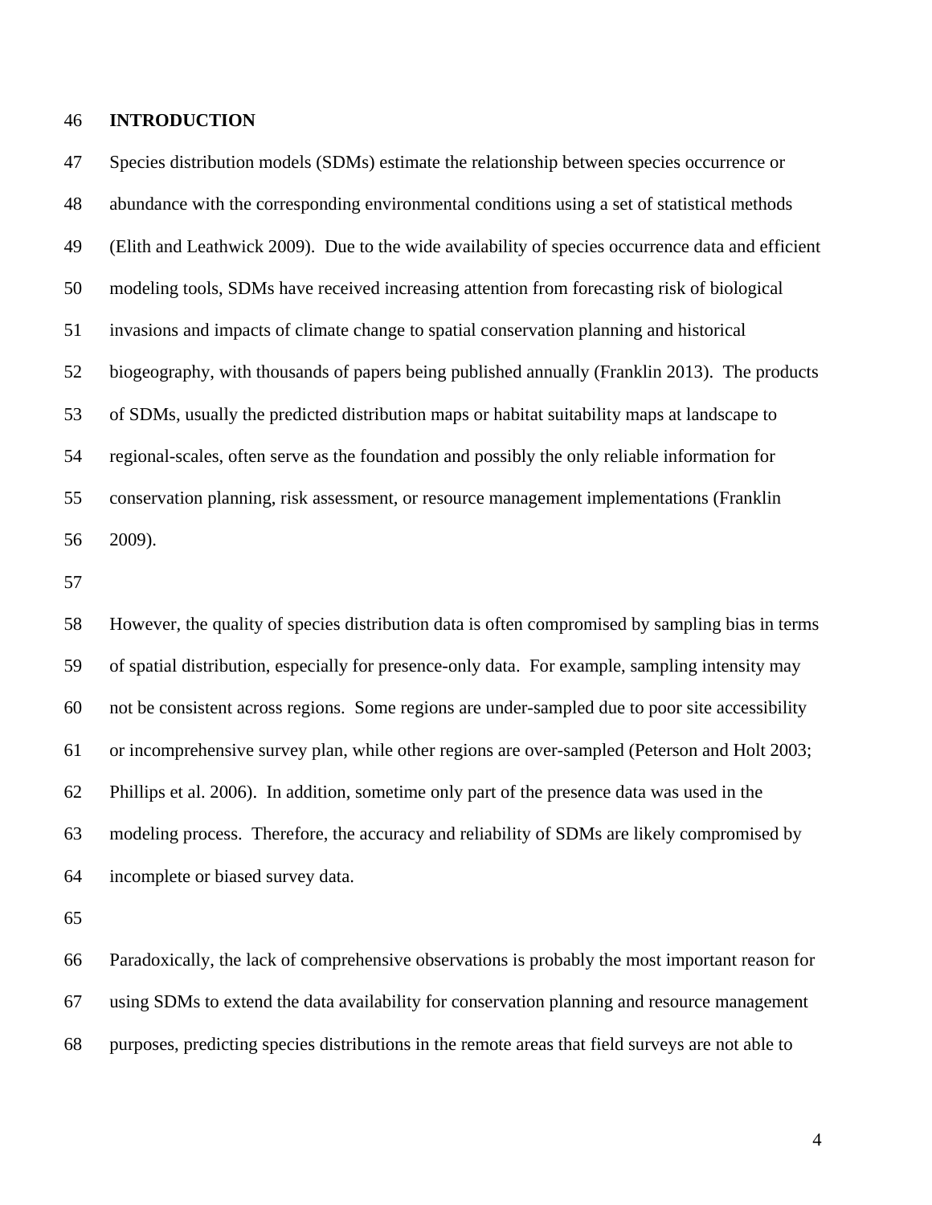## INTRODUCTION

Species distribution models (SDMs) estimate the relationship between species occurrence or abundance with the corresponding environmental conditions using a set of statistical methods (Elith and Leathwick 2009). Due to the wide availability of species occurrence data and efficient modeling tools, SDMs have received increasing attention from forecasting risk of biological invasions and impacts of climate change to spatial conservation planning and historical biogeography, with thousands of papers being published annually (Franklin 2013). The products of SDMs, usually the predicted distribution maps or habitat suitability maps at landscape to regional-scales, often serve as the foundation and possibly the only reliable information for conservation planning, risk assessment, or resource management implementations (Franklin 2009).

However, the quality of species distribution data is often compromised by sampling bias in terms of spatial distribution, especially for presence-only data. For example, sampling intensity may not be consistent across regions. Some regions are under-sampled due to poor site accessibility or incomprehensive survey plan, while other regions are over-sampled (Peterson and Holt 2003; Phillips et al. 2006). In addition, sometime only part of the presence data was used in the modeling process. Therefore, the accuracy and reliability of SDMs are likely compromised by incomplete or biased survey data.

Paradoxically, the lack of comprehensive observations is probably the most important reason for using SDMs to extend the data availability for conservation planning and resource management purposes, predicting species distributions in the remote areas that field surveys are not able to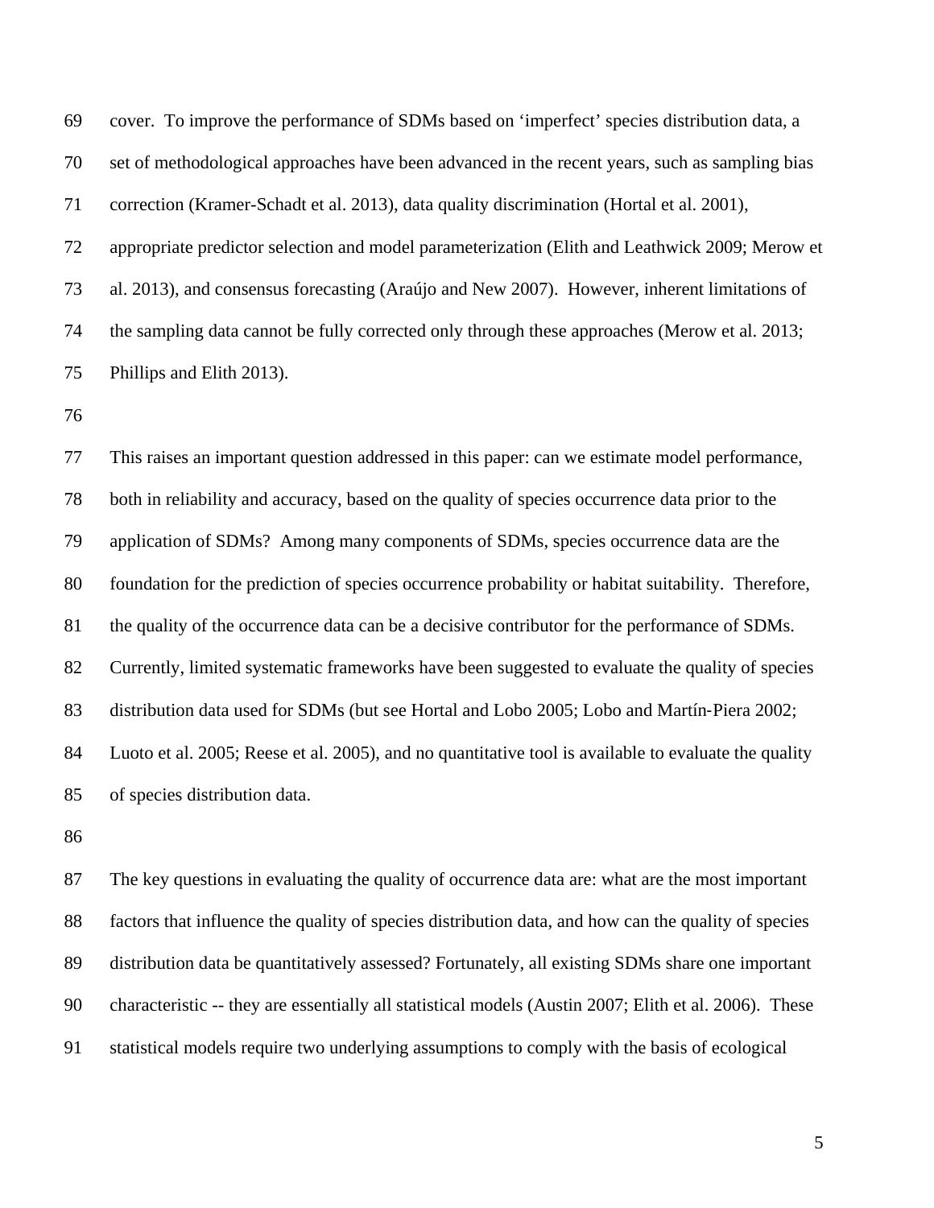cover. To improve the performance of SDMs based on 'imperfect' species distribution data, a set of methodological approaches have been advanced in the recent years, such as sampling bias correction (Kramer-Schadt et al. 2013), data quality discrimination (Hortal et al. 2001), appropriate predictor selection and model parameterization (Elith and Leathwick 2009; Merow et al. 2013), and consensus forecasting (Araújo and New 2007). However, inherent limitations of the sampling data cannot be fully corrected only through these approaches (Merow et al. 2013; Phillips and Elith 2013).

This raises an important question addressed in this paper: can we estimate model performance, both in reliability and accuracy, based on the quality of species occurrence data prior to the application of SDMs? Among many components of SDMs, species occurrence data are the foundation for the prediction of species occurrence probability or habitat suitability. Therefore, the quality of the occurrence data can be a decisive contributor for the performance of SDMs. Currently, limited systematic frameworks have been suggested to evaluate the quality of species distribution data used for SDMs (but see Hortal and Lobo 2005; Lobo and Martín-Piera 2002; Luoto et al. 2005; Reese et al. 2005), and no quantitative tool is available to evaluate the quality of species distribution data.

The key questions in evaluating the quality of occurrence data are: what are the most important factors that influence the quality of species distribution data, and how can the quality of species distribution data be quantitatively assessed? Fortunately, all existing SDMs share one important characteristic -- they are essentially all statistical models (Austin 2007; Elith et al. 2006). These statistical models require two underlying assumptions to comply with the basis of ecological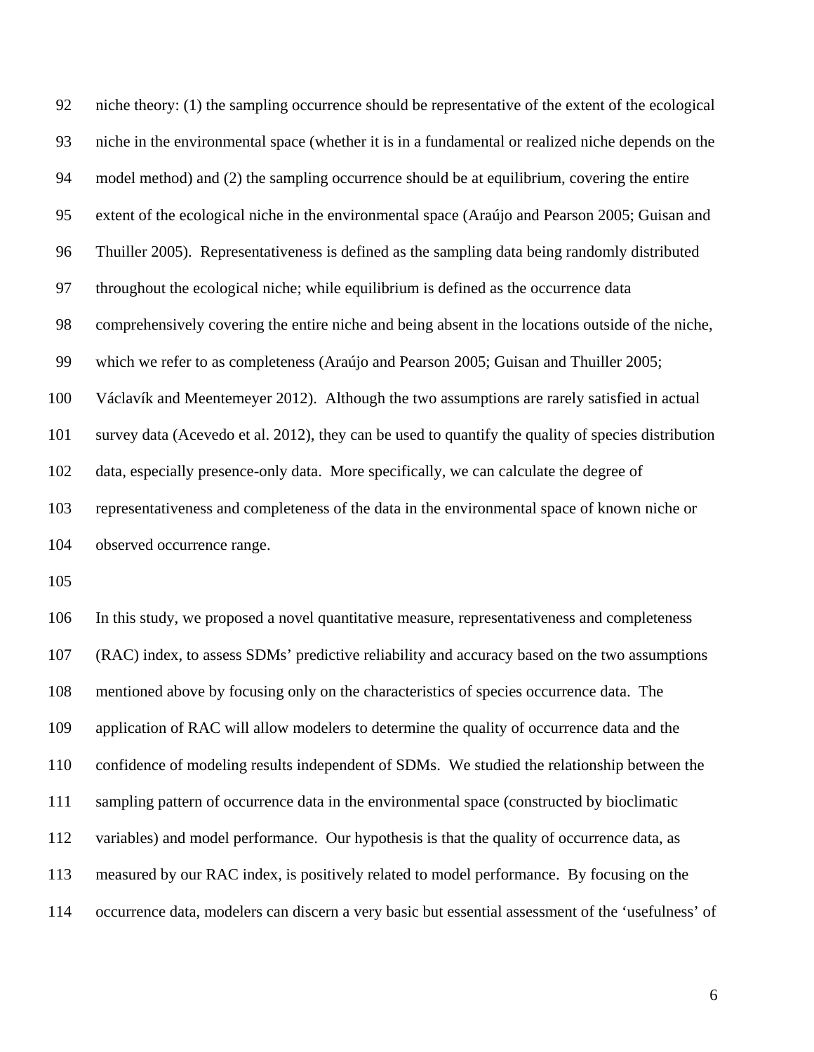niche theory: (1) the sampling occurrence should be representative of the extent of the ecological niche in the environmental space (whether it is in a fundamental or realized niche depends on the model method) and (2) the sampling occurrence should be at equilibrium, covering the entire extent of the ecological niche in the environmental space (Araújo and Pearson 2005; Guisan and Thuiller 2005). Representativeness is defined as the sampling data being randomly distributed throughout the ecological niche; while equilibrium is defined as the occurrence data comprehensively covering the entire niche and being absent in the locations outside of the niche, which we refer to as completeness (Araújo and Pearson 2005; Guisan and Thuiller 2005; Václavík and Meentemeyer 2012). Although the two assumptions are rarely satisfied in actual survey data (Acevedo et al. 2012), they can be used to quantify the quality of species distribution data, especially presence-only data. More specifically, we can calculate the degree of representativeness and completeness of the data in the environmental space of known niche or observed occurrence range.

In this study, we proposed a novel quantitative measure, representativeness and completeness (RAC) index, to assess SDMs' predictive reliability and accuracy based on the two assumptions mentioned above by focusing only on the characteristics of species occurrence data. The application of RAC will allow modelers to determine the quality of occurrence data and the confidence of modeling results independent of SDMs. We studied the relationship between the sampling pattern of occurrence data in the environmental space (constructed by bioclimatic variables) and model performance. Our hypothesis is that the quality of occurrence data, as measured by our RAC index, is positively related to model performance. By focusing on the occurrence data, modelers can discern a very basic but essential assessment of the 'usefulness' of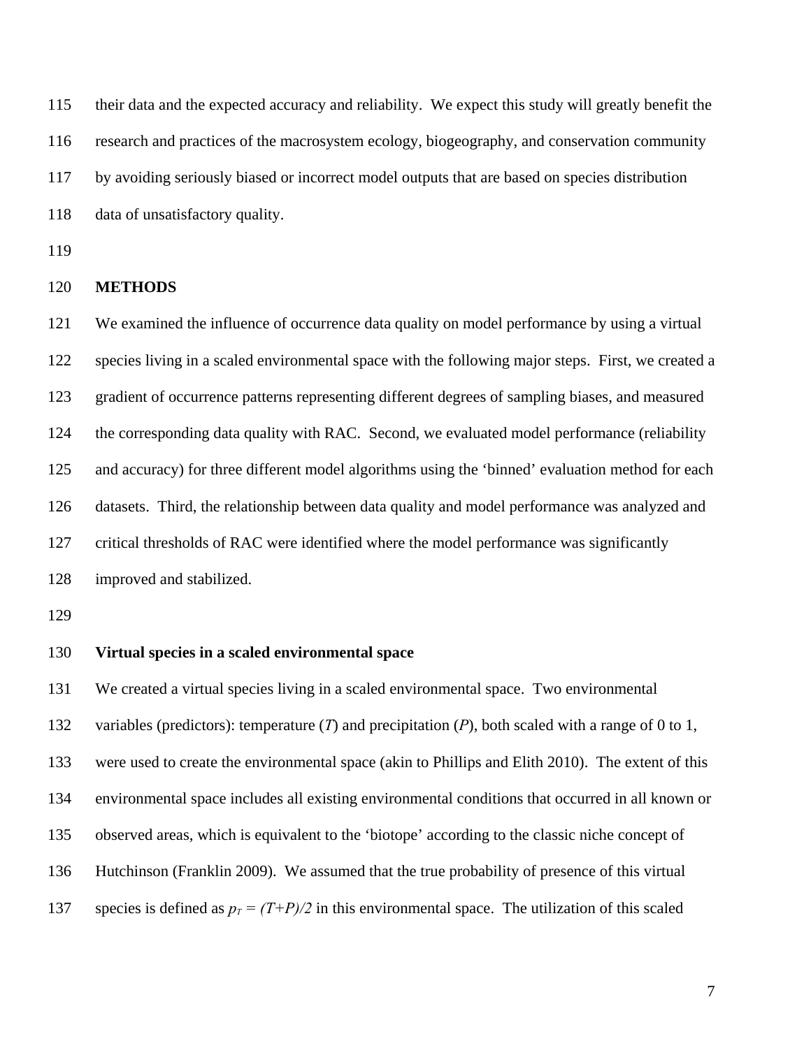their data and the expected accuracy and reliability. We expect this study will greatly benefit the research and practices of the macrosystem ecology, biogeography, and conservation community by avoiding seriously biased or incorrect model outputs that are based on species distribution data of unsatisfactory quality.

## METHODS

We examined the influence of occurrence data quality on model performance by using a virtual species living in a scaled environmental space with the following major steps. First, we created a gradient of occurrence patterns representing different degrees of sampling biases, and measured the corresponding data quality with RAC. Second, we evaluated model performance (reliability and accuracy) for three different model algorithms using the 'binned' evaluation method for each datasets. Third, the relationship between data quality and model performance was analyzed and critical thresholds of RAC were identified where the model performance was significantly improved and stabilized.

### Virtual species in a scaled environmental space

We created a virtual species living in a scaled environmental space. Two environmental variables (predictors): temperature ($T$) and precipitation ($P$), both scaled with a range of 0 to 1, were used to create the environmental space (akin to Phillips and Elith 2010). The extent of this environmental space includes all existing environmental conditions that occurred in all known or observed areas, which is equivalent to the 'biotope' according to the classic niche concept of Hutchinson (Franklin 2009). We assumed that the true probability of presence of this virtual species is defined as $p_T = (T+P)/2$ in this environmental space. The utilization of this scaled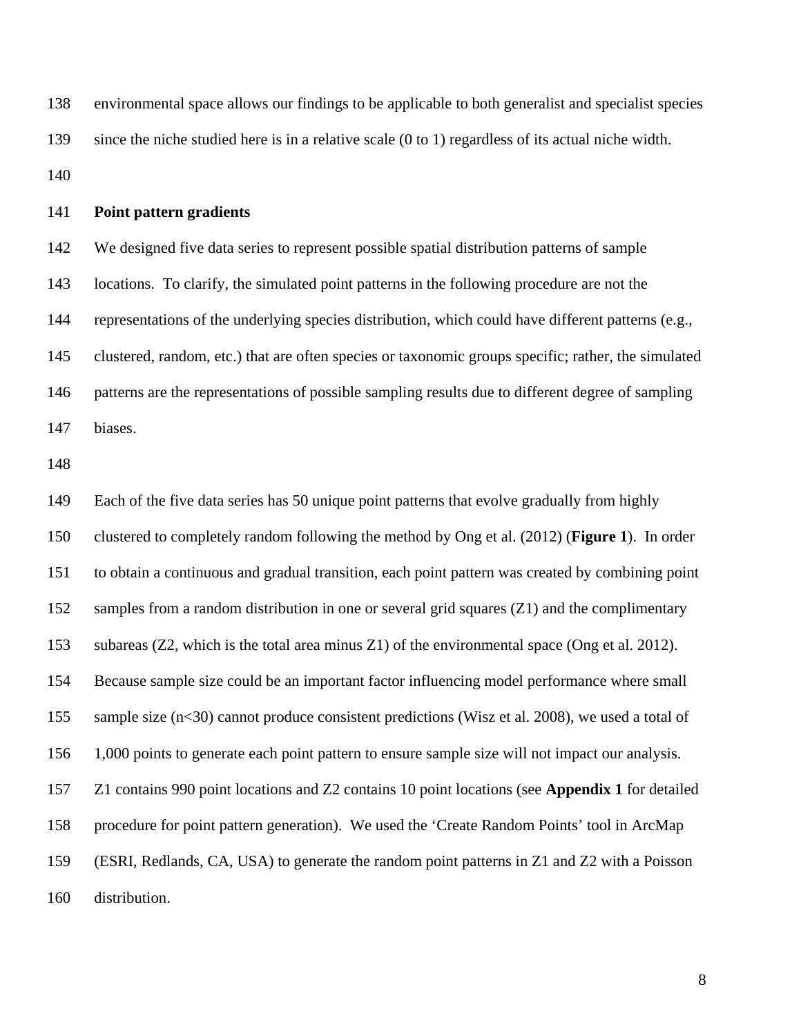environmental space allows our findings to be applicable to both generalist and specialist species since the niche studied here is in a relative scale (0 to 1) regardless of its actual niche width.

### Point pattern gradients

We designed five data series to represent possible spatial distribution patterns of sample locations. To clarify, the simulated point patterns in the following procedure are not the representations of the underlying species distribution, which could have different patterns (e.g., clustered, random, etc.) that are often species or taxonomic groups specific; rather, the simulated patterns are the representations of possible sampling results due to different degree of sampling biases.

Each of the five data series has 50 unique point patterns that evolve gradually from highly clustered to completely random following the method by Ong et al. (2012) (**Figure 1**). In order to obtain a continuous and gradual transition, each point pattern was created by combining point samples from a random distribution in one or several grid squares (Z1) and the complimentary subareas (Z2, which is the total area minus Z1) of the environmental space (Ong et al. 2012). Because sample size could be an important factor influencing model performance where small sample size ($n<30$) cannot produce consistent predictions (Wisz et al. 2008), we used a total of 1,000 points to generate each point pattern to ensure sample size will not impact our analysis. Z1 contains 990 point locations and Z2 contains 10 point locations (see **Appendix 1** for detailed procedure for point pattern generation). We used the 'Create Random Points' tool in ArcMap (ESRI, Redlands, CA, USA) to generate the random point patterns in Z1 and Z2 with a Poisson distribution.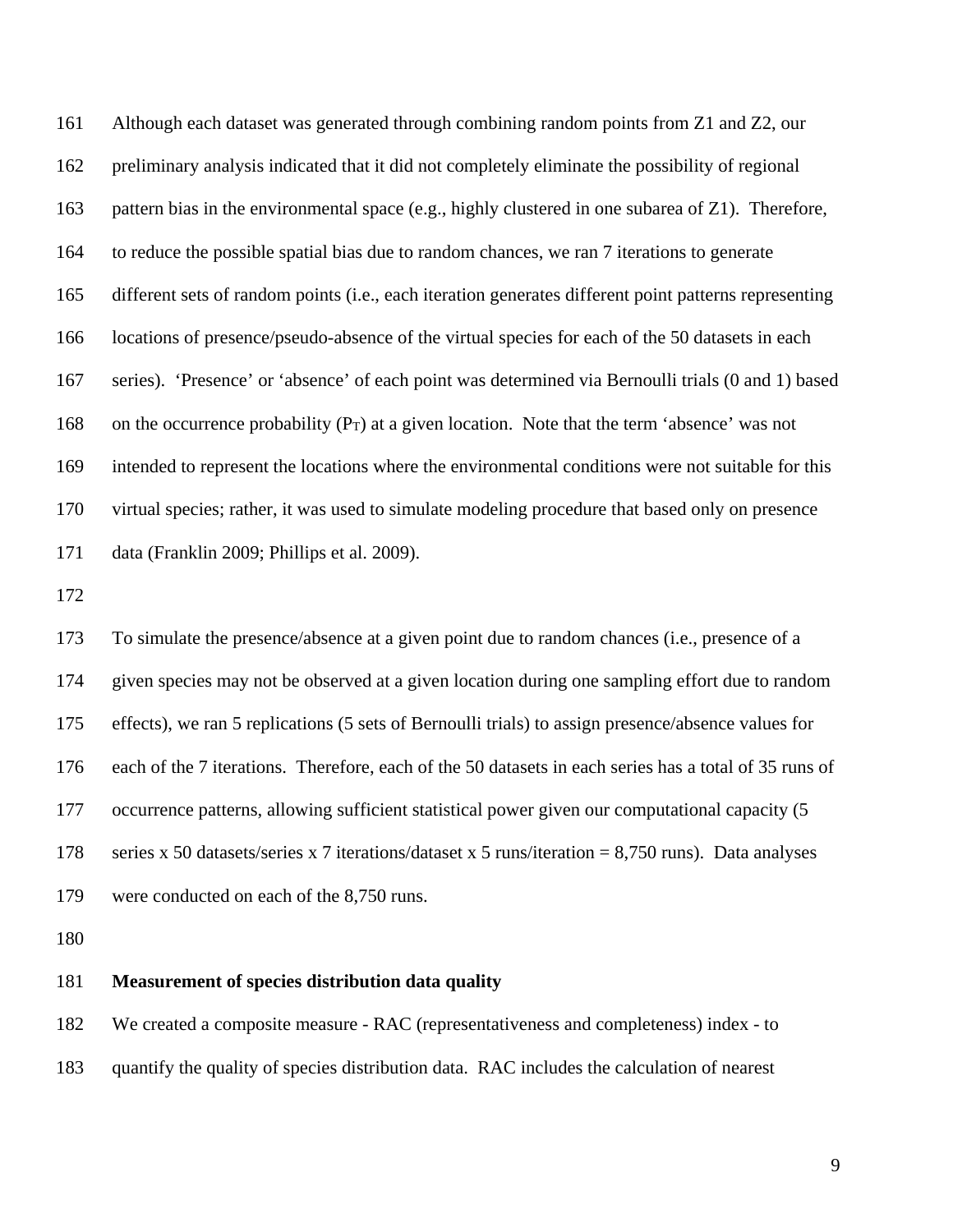Although each dataset was generated through combining random points from Z1 and Z2, our preliminary analysis indicated that it did not completely eliminate the possibility of regional pattern bias in the environmental space (e.g., highly clustered in one subarea of Z1). Therefore, to reduce the possible spatial bias due to random chances, we ran 7 iterations to generate different sets of random points (i.e., each iteration generates different point patterns representing locations of presence/pseudo-absence of the virtual species for each of the 50 datasets in each series). 'Presence' or 'absence' of each point was determined via Bernoulli trials (0 and 1) based on the occurrence probability ($P_T$) at a given location. Note that the term 'absence' was not intended to represent the locations where the environmental conditions were not suitable for this virtual species; rather, it was used to simulate modeling procedure that based only on presence data (Franklin 2009; Phillips et al. 2009).

To simulate the presence/absence at a given point due to random chances (i.e., presence of a given species may not be observed at a given location during one sampling effort due to random effects), we ran 5 replications (5 sets of Bernoulli trials) to assign presence/absence values for each of the 7 iterations. Therefore, each of the 50 datasets in each series has a total of 35 runs of occurrence patterns, allowing sufficient statistical power given our computational capacity (5 series x 50 datasets/series x 7 iterations/dataset x 5 runs/iteration = 8,750 runs). Data analyses were conducted on each of the 8,750 runs.

**Measurement of species distribution data quality**

We created a composite measure - RAC (representativeness and completeness) index - to quantify the quality of species distribution data. RAC includes the calculation of nearest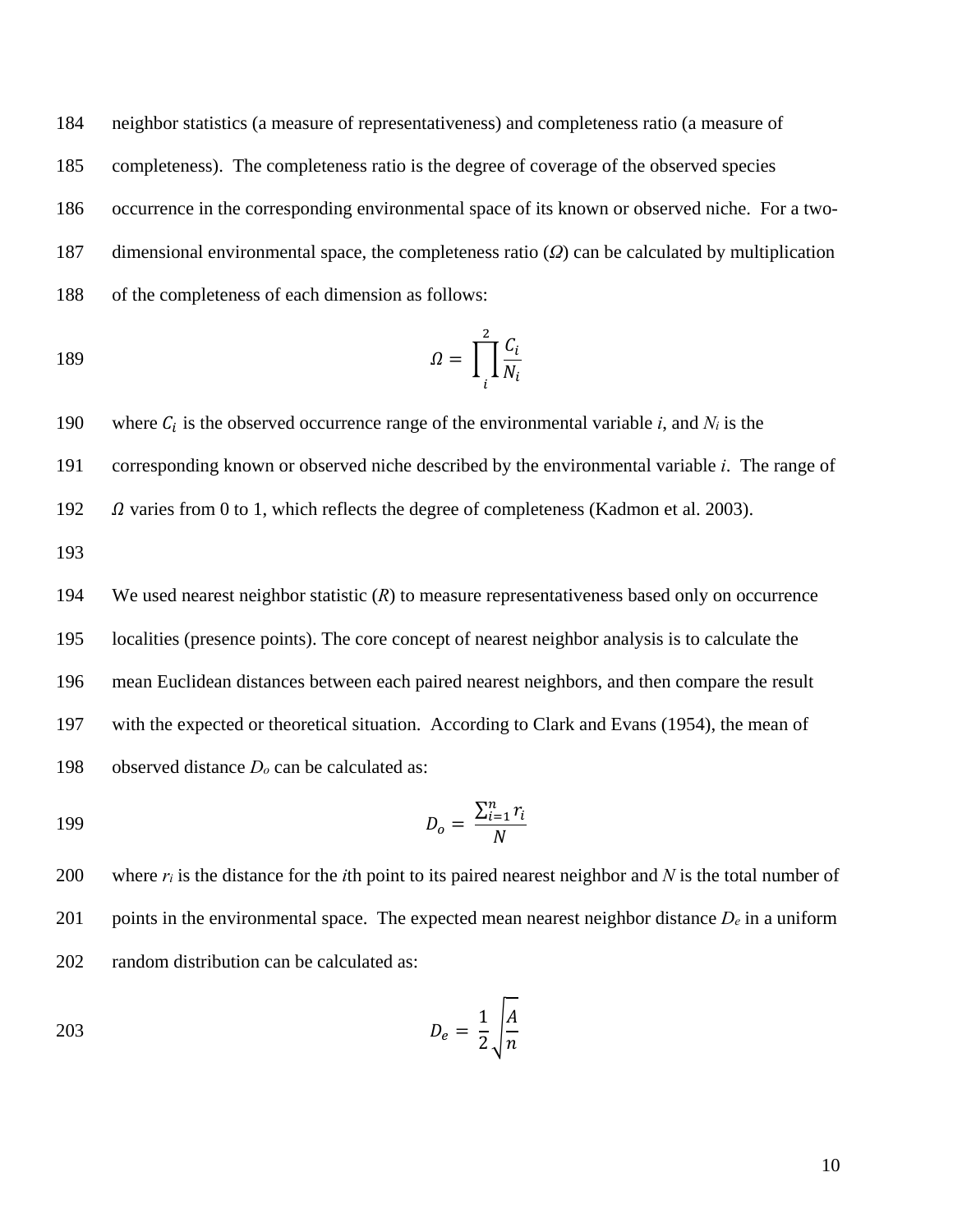neighbor statistics (a measure of representativeness) and completeness ratio (a measure of completeness). The completeness ratio is the degree of coverage of the observed species occurrence in the corresponding environmental space of its known or observed niche. For a two-dimensional environmental space, the completeness ratio ($\Omega$) can be calculated by multiplication of the completeness of each dimension as follows:

$$\Omega = \prod_{i}^{2} \frac{C_i}{N_i}$$

where $C_i$ is the observed occurrence range of the environmental variable *i*, and $N_i$ is the corresponding known or observed niche described by the environmental variable *i*. The range of $\Omega$ varies from 0 to 1, which reflects the degree of completeness (Kadmon et al. 2003).

We used nearest neighbor statistic ($R$) to measure representativeness based only on occurrence localities (presence points). The core concept of nearest neighbor analysis is to calculate the mean Euclidean distances between each paired nearest neighbors, and then compare the result with the expected or theoretical situation. According to Clark and Evans (1954), the mean of observed distance $D_o$ can be calculated as:

$$D_o = \frac{\sum_{i=1}^{n} r_i}{N}$$

where $r_i$ is the distance for the *i*th point to its paired nearest neighbor and $N$ is the total number of points in the environmental space. The expected mean nearest neighbor distance $D_e$ in a uniform random distribution can be calculated as:

$$D_e = \frac{1}{2}\sqrt{\frac{A}{n}}$$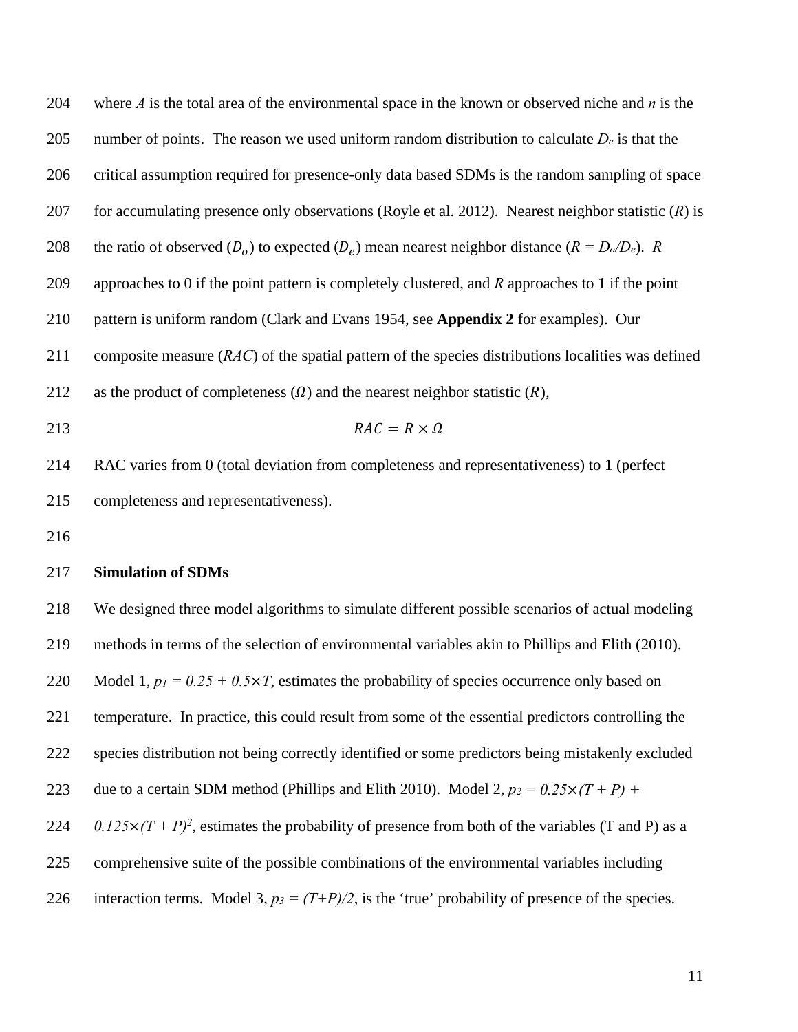where $A$ is the total area of the environmental space in the known or observed niche and $n$ is the number of points. The reason we used uniform random distribution to calculate $D_e$ is that the critical assumption required for presence-only data based SDMs is the random sampling of space for accumulating presence only observations (Royle et al. 2012). Nearest neighbor statistic ($R$) is the ratio of observed ($D_o$) to expected ($D_e$) mean nearest neighbor distance ($R = D_o/D_e$). $R$ approaches to 0 if the point pattern is completely clustered, and $R$ approaches to 1 if the point pattern is uniform random (Clark and Evans 1954, see **Appendix 2** for examples). Our composite measure ($RAC$) of the spatial pattern of the species distributions localities was defined as the product of completeness ($\Omega$) and the nearest neighbor statistic ($R$),

$$RAC = R \times \Omega$$

RAC varies from 0 (total deviation from completeness and representativeness) to 1 (perfect completeness and representativeness).

### Simulation of SDMs

We designed three model algorithms to simulate different possible scenarios of actual modeling methods in terms of the selection of environmental variables akin to Phillips and Elith (2010). Model 1, $p_1 = 0.25 + 0.5\times T$, estimates the probability of species occurrence only based on temperature. In practice, this could result from some of the essential predictors controlling the species distribution not being correctly identified or some predictors being mistakenly excluded due to a certain SDM method (Phillips and Elith 2010). Model 2, $p_2 = 0.25\times(T + P) + 0.125\times(T + P)^2$, estimates the probability of presence from both of the variables (T and P) as a comprehensive suite of the possible combinations of the environmental variables including interaction terms. Model 3, $p_3 = (T+P)/2$, is the 'true' probability of presence of the species.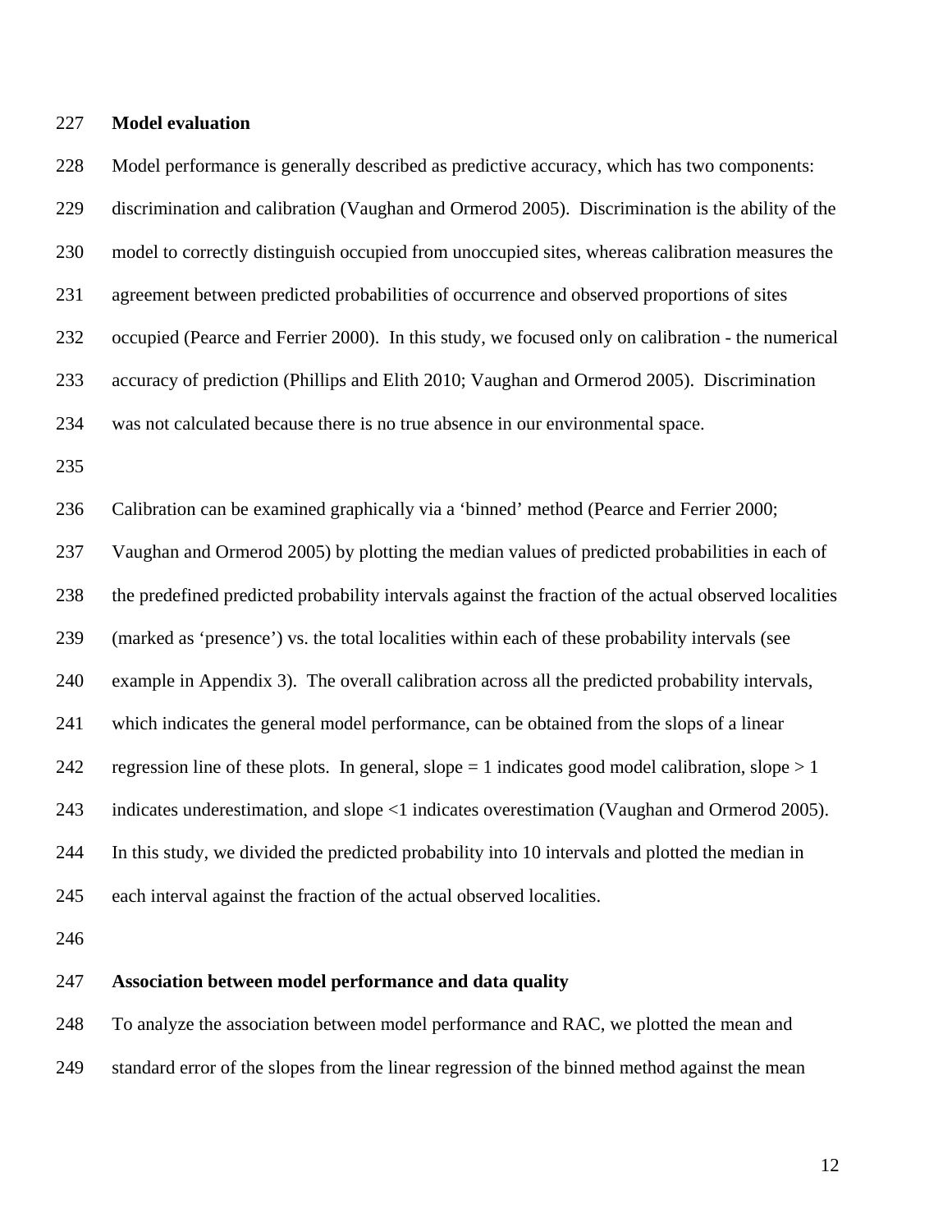**Model evaluation**

Model performance is generally described as predictive accuracy, which has two components: discrimination and calibration (Vaughan and Ormerod 2005). Discrimination is the ability of the model to correctly distinguish occupied from unoccupied sites, whereas calibration measures the agreement between predicted probabilities of occurrence and observed proportions of sites occupied (Pearce and Ferrier 2000). In this study, we focused only on calibration - the numerical accuracy of prediction (Phillips and Elith 2010; Vaughan and Ormerod 2005). Discrimination was not calculated because there is no true absence in our environmental space.

Calibration can be examined graphically via a 'binned' method (Pearce and Ferrier 2000; Vaughan and Ormerod 2005) by plotting the median values of predicted probabilities in each of the predefined predicted probability intervals against the fraction of the actual observed localities (marked as 'presence') vs. the total localities within each of these probability intervals (see example in Appendix 3). The overall calibration across all the predicted probability intervals, which indicates the general model performance, can be obtained from the slops of a linear regression line of these plots. In general, slope = 1 indicates good model calibration, slope > 1 indicates underestimation, and slope <1 indicates overestimation (Vaughan and Ormerod 2005). In this study, we divided the predicted probability into 10 intervals and plotted the median in each interval against the fraction of the actual observed localities.

**Association between model performance and data quality**

To analyze the association between model performance and RAC, we plotted the mean and standard error of the slopes from the linear regression of the binned method against the mean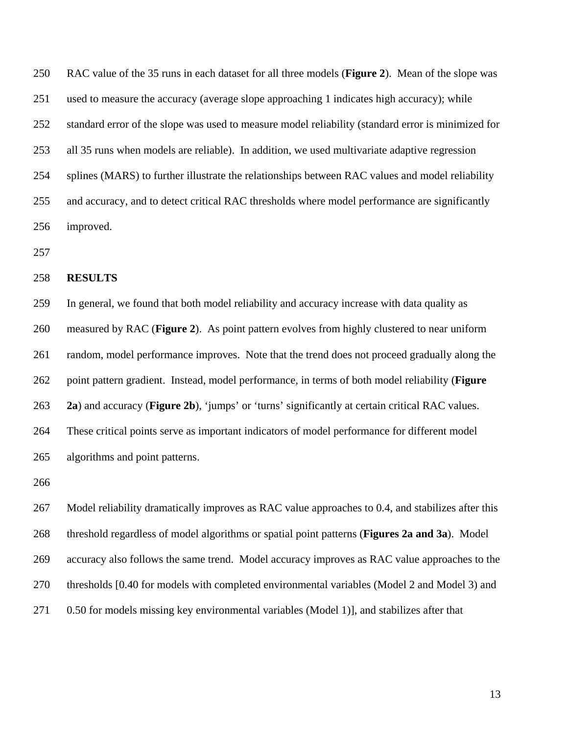RAC value of the 35 runs in each dataset for all three models (**Figure 2**). Mean of the slope was used to measure the accuracy (average slope approaching 1 indicates high accuracy); while standard error of the slope was used to measure model reliability (standard error is minimized for all 35 runs when models are reliable). In addition, we used multivariate adaptive regression splines (MARS) to further illustrate the relationships between RAC values and model reliability and accuracy, and to detect critical RAC thresholds where model performance are significantly improved.

## RESULTS

In general, we found that both model reliability and accuracy increase with data quality as measured by RAC (**Figure 2**). As point pattern evolves from highly clustered to near uniform random, model performance improves. Note that the trend does not proceed gradually along the point pattern gradient. Instead, model performance, in terms of both model reliability (**Figure 2a**) and accuracy (**Figure 2b**), 'jumps' or 'turns' significantly at certain critical RAC values. These critical points serve as important indicators of model performance for different model algorithms and point patterns.

Model reliability dramatically improves as RAC value approaches to 0.4, and stabilizes after this threshold regardless of model algorithms or spatial point patterns (**Figures 2a and 3a**). Model accuracy also follows the same trend. Model accuracy improves as RAC value approaches to the thresholds [0.40 for models with completed environmental variables (Model 2 and Model 3) and 0.50 for models missing key environmental variables (Model 1)], and stabilizes after that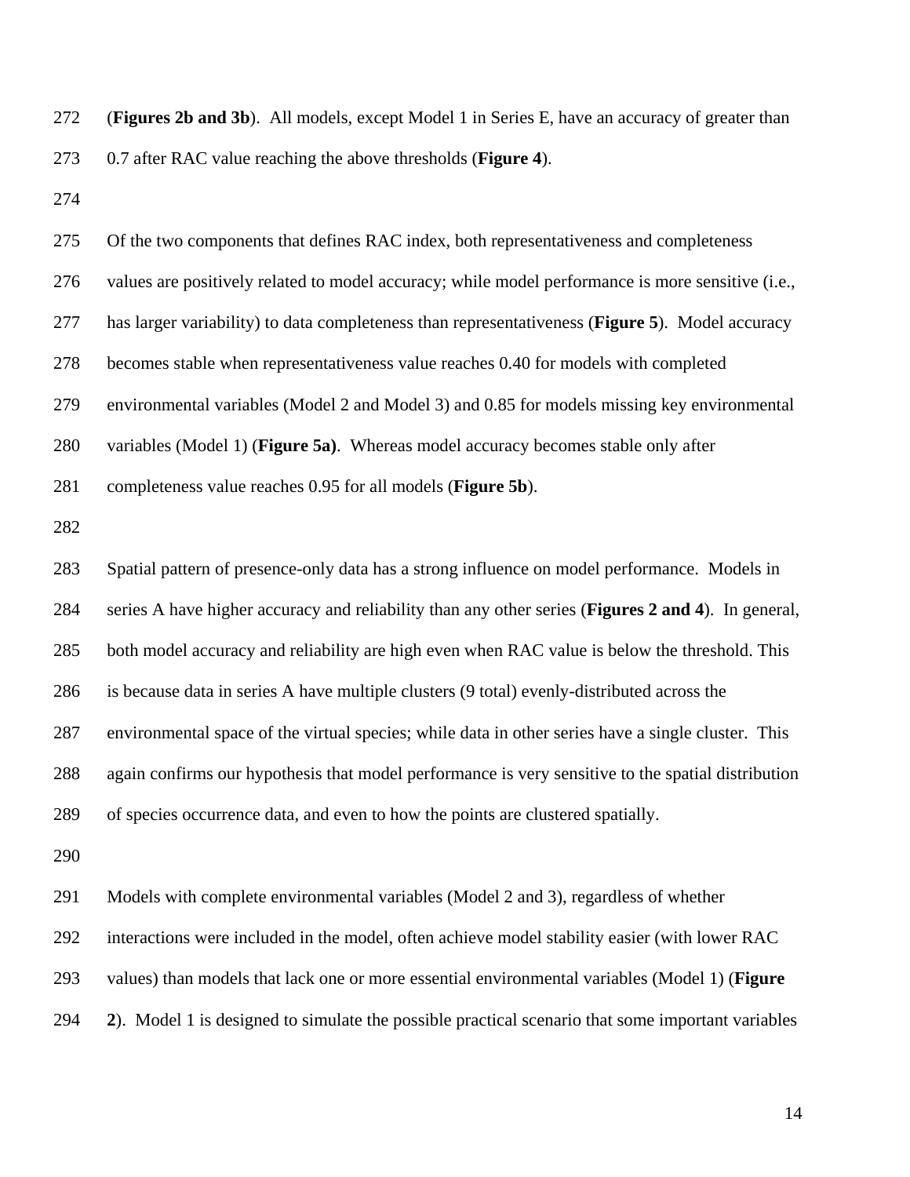(**Figures 2b and 3b**). All models, except Model 1 in Series E, have an accuracy of greater than 0.7 after RAC value reaching the above thresholds (**Figure 4**).

Of the two components that defines RAC index, both representativeness and completeness values are positively related to model accuracy; while model performance is more sensitive (i.e., has larger variability) to data completeness than representativeness (**Figure 5**). Model accuracy becomes stable when representativeness value reaches 0.40 for models with completed environmental variables (Model 2 and Model 3) and 0.85 for models missing key environmental variables (Model 1) (**Figure 5a)**. Whereas model accuracy becomes stable only after completeness value reaches 0.95 for all models (**Figure 5b**).

Spatial pattern of presence-only data has a strong influence on model performance. Models in series A have higher accuracy and reliability than any other series (**Figures 2 and 4**). In general, both model accuracy and reliability are high even when RAC value is below the threshold. This is because data in series A have multiple clusters (9 total) evenly-distributed across the environmental space of the virtual species; while data in other series have a single cluster. This again confirms our hypothesis that model performance is very sensitive to the spatial distribution of species occurrence data, and even to how the points are clustered spatially.

Models with complete environmental variables (Model 2 and 3), regardless of whether interactions were included in the model, often achieve model stability easier (with lower RAC values) than models that lack one or more essential environmental variables (Model 1) (**Figure 2**). Model 1 is designed to simulate the possible practical scenario that some important variables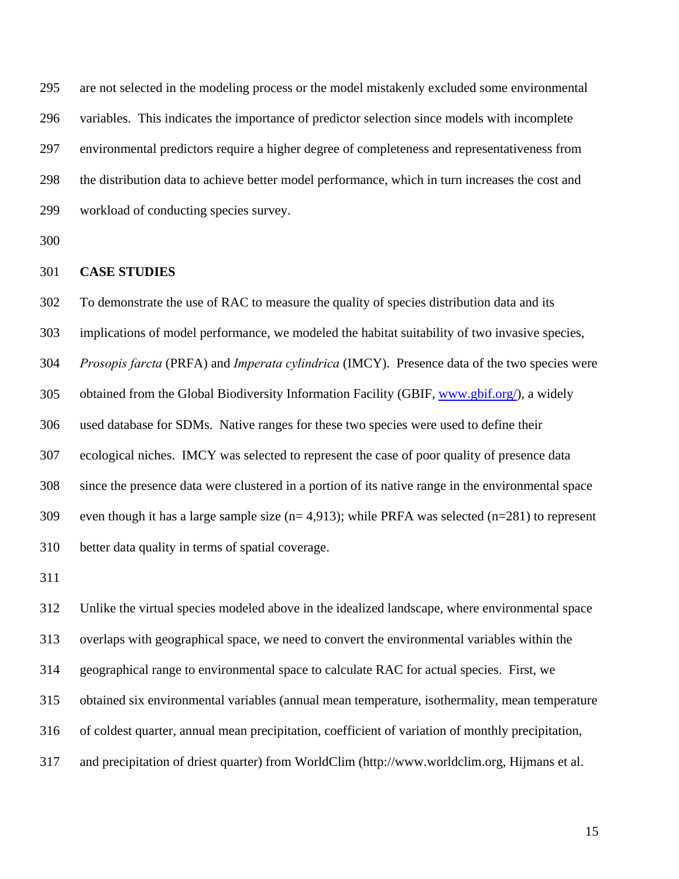are not selected in the modeling process or the model mistakenly excluded some environmental variables. This indicates the importance of predictor selection since models with incomplete environmental predictors require a higher degree of completeness and representativeness from the distribution data to achieve better model performance, which in turn increases the cost and workload of conducting species survey.

## CASE STUDIES

To demonstrate the use of RAC to measure the quality of species distribution data and its implications of model performance, we modeled the habitat suitability of two invasive species, *Prosopis farcta* (PRFA) and *Imperata cylindrica* (IMCY). Presence data of the two species were obtained from the Global Biodiversity Information Facility (GBIF, [www.gbif.org/](www.gbif.org/)), a widely used database for SDMs. Native ranges for these two species were used to define their ecological niches. IMCY was selected to represent the case of poor quality of presence data since the presence data were clustered in a portion of its native range in the environmental space even though it has a large sample size (n= 4,913); while PRFA was selected (n=281) to represent better data quality in terms of spatial coverage.

Unlike the virtual species modeled above in the idealized landscape, where environmental space overlaps with geographical space, we need to convert the environmental variables within the geographical range to environmental space to calculate RAC for actual species. First, we obtained six environmental variables (annual mean temperature, isothermality, mean temperature of coldest quarter, annual mean precipitation, coefficient of variation of monthly precipitation, and precipitation of driest quarter) from WorldClim (http://www.worldclim.org, Hijmans et al.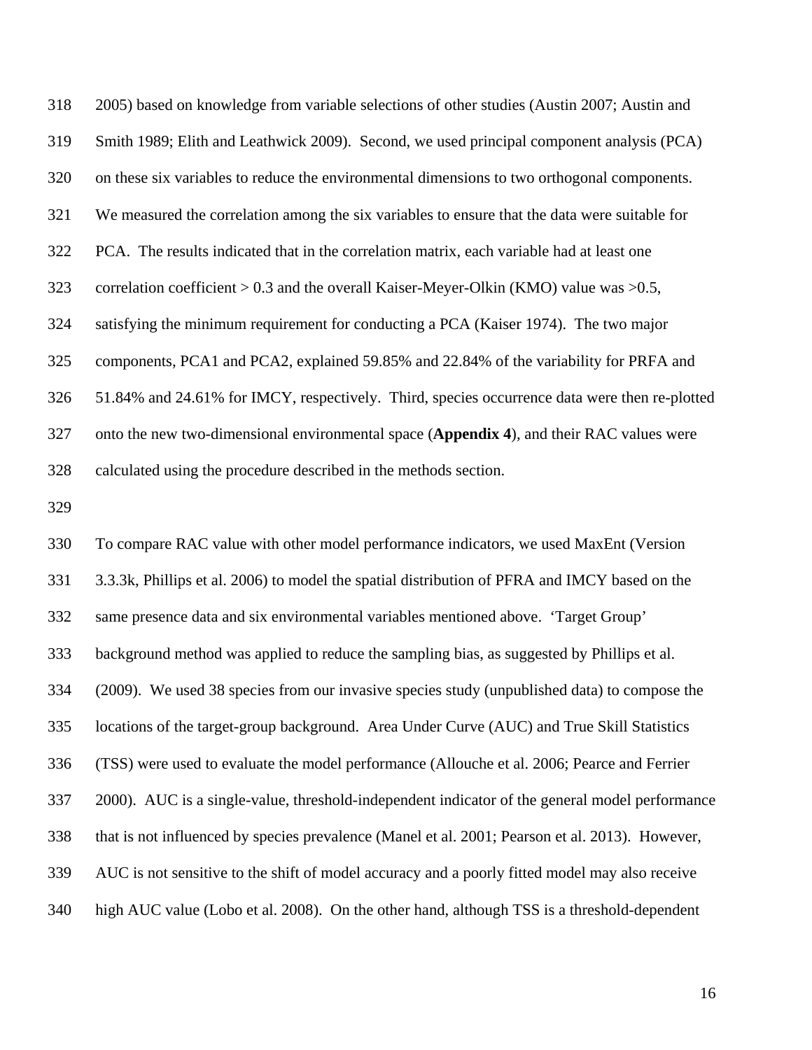2005) based on knowledge from variable selections of other studies (Austin 2007; Austin and Smith 1989; Elith and Leathwick 2009). Second, we used principal component analysis (PCA) on these six variables to reduce the environmental dimensions to two orthogonal components. We measured the correlation among the six variables to ensure that the data were suitable for PCA. The results indicated that in the correlation matrix, each variable had at least one correlation coefficient > 0.3 and the overall Kaiser-Meyer-Olkin (KMO) value was >0.5, satisfying the minimum requirement for conducting a PCA (Kaiser 1974). The two major components, PCA1 and PCA2, explained 59.85% and 22.84% of the variability for PRFA and 51.84% and 24.61% for IMCY, respectively. Third, species occurrence data were then re-plotted onto the new two-dimensional environmental space (**Appendix 4**), and their RAC values were calculated using the procedure described in the methods section.

To compare RAC value with other model performance indicators, we used MaxEnt (Version 3.3.3k, Phillips et al. 2006) to model the spatial distribution of PFRA and IMCY based on the same presence data and six environmental variables mentioned above. 'Target Group' background method was applied to reduce the sampling bias, as suggested by Phillips et al. (2009). We used 38 species from our invasive species study (unpublished data) to compose the locations of the target-group background. Area Under Curve (AUC) and True Skill Statistics (TSS) were used to evaluate the model performance (Allouche et al. 2006; Pearce and Ferrier 2000). AUC is a single-value, threshold-independent indicator of the general model performance that is not influenced by species prevalence (Manel et al. 2001; Pearson et al. 2013). However, AUC is not sensitive to the shift of model accuracy and a poorly fitted model may also receive high AUC value (Lobo et al. 2008). On the other hand, although TSS is a threshold-dependent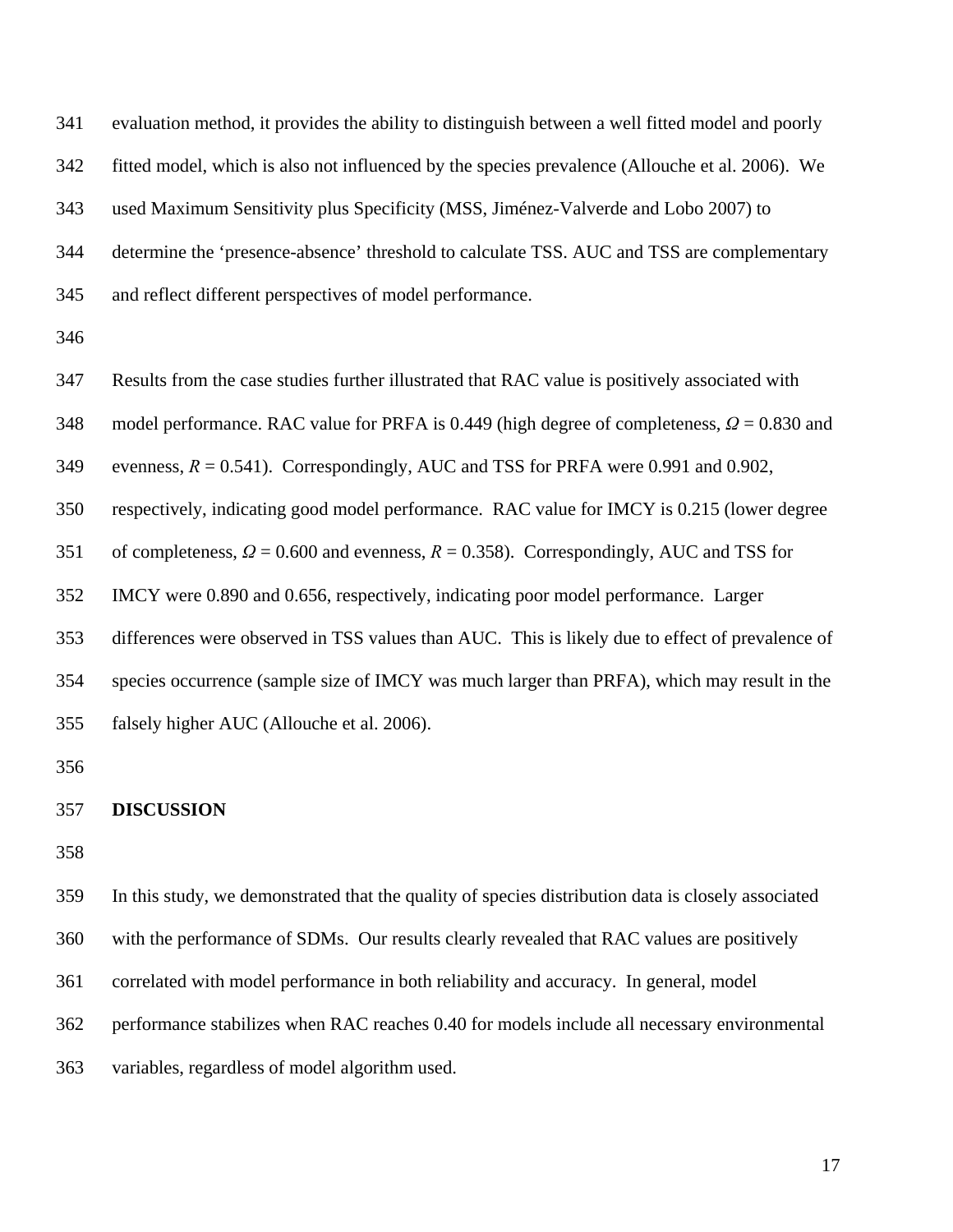evaluation method, it provides the ability to distinguish between a well fitted model and poorly fitted model, which is also not influenced by the species prevalence (Allouche et al. 2006). We used Maximum Sensitivity plus Specificity (MSS, Jiménez-Valverde and Lobo 2007) to determine the 'presence-absence' threshold to calculate TSS. AUC and TSS are complementary and reflect different perspectives of model performance.

Results from the case studies further illustrated that RAC value is positively associated with model performance. RAC value for PRFA is 0.449 (high degree of completeness, $\Omega = 0.830$ and evenness, $R = 0.541$). Correspondingly, AUC and TSS for PRFA were 0.991 and 0.902, respectively, indicating good model performance. RAC value for IMCY is 0.215 (lower degree of completeness, $\Omega = 0.600$ and evenness, $R = 0.358$). Correspondingly, AUC and TSS for IMCY were 0.890 and 0.656, respectively, indicating poor model performance. Larger differences were observed in TSS values than AUC. This is likely due to effect of prevalence of species occurrence (sample size of IMCY was much larger than PRFA), which may result in the falsely higher AUC (Allouche et al. 2006).

## DISCUSSION

In this study, we demonstrated that the quality of species distribution data is closely associated with the performance of SDMs. Our results clearly revealed that RAC values are positively correlated with model performance in both reliability and accuracy. In general, model performance stabilizes when RAC reaches 0.40 for models include all necessary environmental variables, regardless of model algorithm used.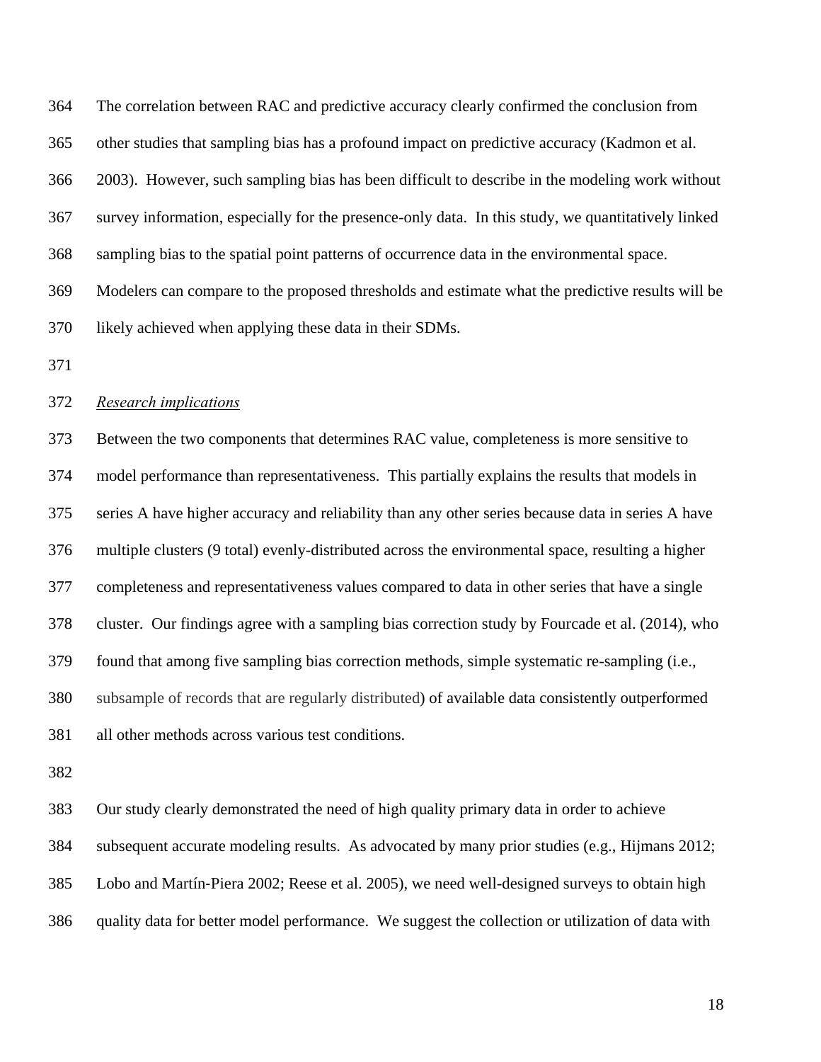The correlation between RAC and predictive accuracy clearly confirmed the conclusion from other studies that sampling bias has a profound impact on predictive accuracy (Kadmon et al. 2003). However, such sampling bias has been difficult to describe in the modeling work without survey information, especially for the presence-only data. In this study, we quantitatively linked sampling bias to the spatial point patterns of occurrence data in the environmental space. Modelers can compare to the proposed thresholds and estimate what the predictive results will be likely achieved when applying these data in their SDMs.

### *Research implications*

Between the two components that determines RAC value, completeness is more sensitive to model performance than representativeness. This partially explains the results that models in series A have higher accuracy and reliability than any other series because data in series A have multiple clusters (9 total) evenly-distributed across the environmental space, resulting a higher completeness and representativeness values compared to data in other series that have a single cluster. Our findings agree with a sampling bias correction study by Fourcade et al. (2014), who found that among five sampling bias correction methods, simple systematic re-sampling (i.e., subsample of records that are regularly distributed) of available data consistently outperformed all other methods across various test conditions.

Our study clearly demonstrated the need of high quality primary data in order to achieve subsequent accurate modeling results. As advocated by many prior studies (e.g., Hijmans 2012; Lobo and Martín-Piera 2002; Reese et al. 2005), we need well-designed surveys to obtain high quality data for better model performance. We suggest the collection or utilization of data with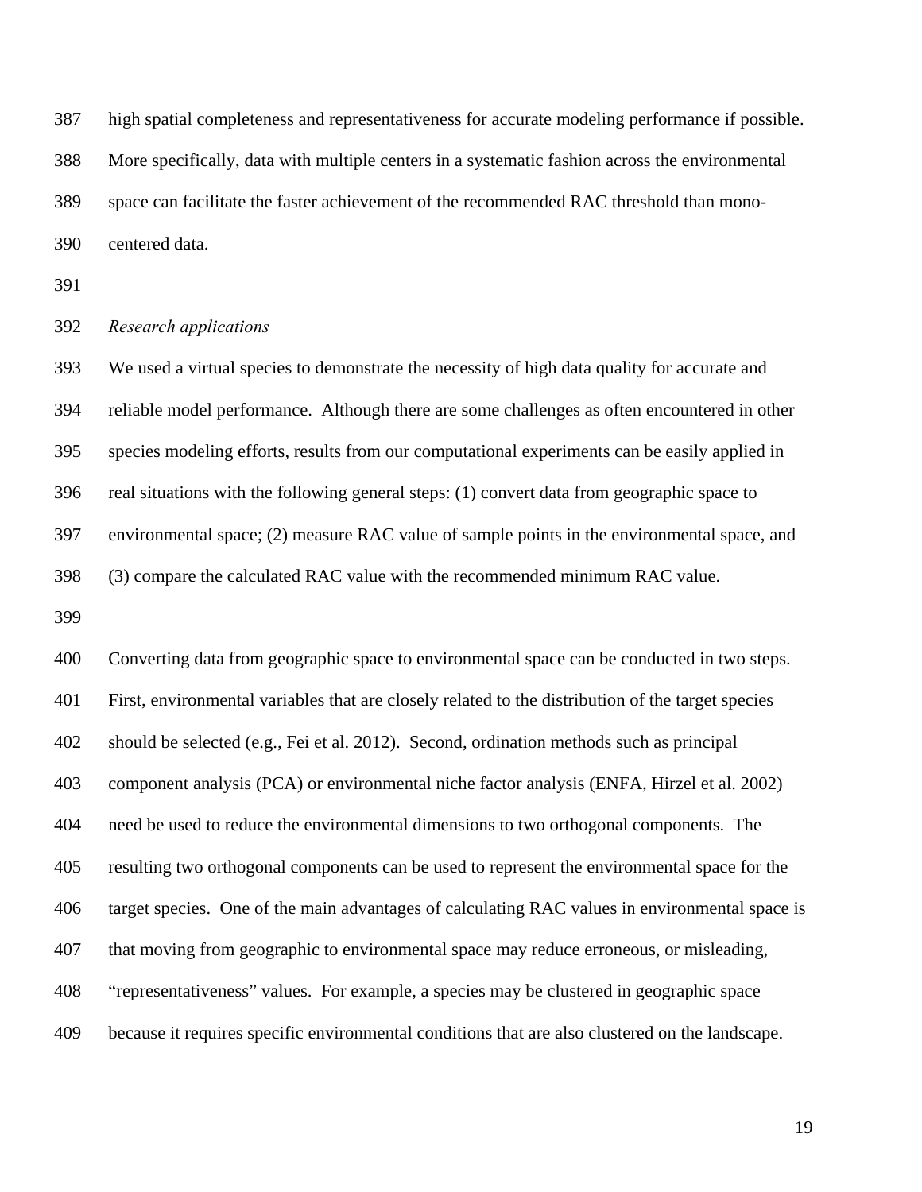high spatial completeness and representativeness for accurate modeling performance if possible. More specifically, data with multiple centers in a systematic fashion across the environmental space can facilitate the faster achievement of the recommended RAC threshold than mono-centered data.

*Research applications*

We used a virtual species to demonstrate the necessity of high data quality for accurate and reliable model performance. Although there are some challenges as often encountered in other species modeling efforts, results from our computational experiments can be easily applied in real situations with the following general steps: (1) convert data from geographic space to environmental space; (2) measure RAC value of sample points in the environmental space, and (3) compare the calculated RAC value with the recommended minimum RAC value.

Converting data from geographic space to environmental space can be conducted in two steps. First, environmental variables that are closely related to the distribution of the target species should be selected (e.g., Fei et al. 2012). Second, ordination methods such as principal component analysis (PCA) or environmental niche factor analysis (ENFA, Hirzel et al. 2002) need be used to reduce the environmental dimensions to two orthogonal components. The resulting two orthogonal components can be used to represent the environmental space for the target species. One of the main advantages of calculating RAC values in environmental space is that moving from geographic to environmental space may reduce erroneous, or misleading, "representativeness" values. For example, a species may be clustered in geographic space because it requires specific environmental conditions that are also clustered on the landscape.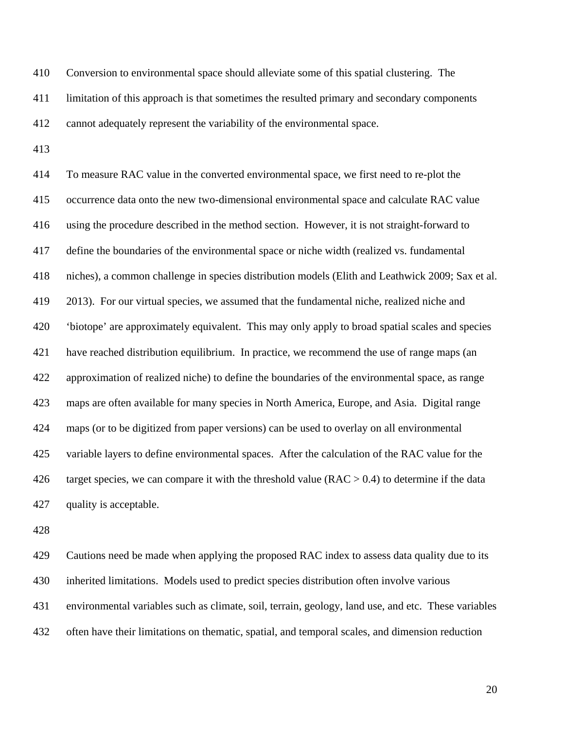Conversion to environmental space should alleviate some of this spatial clustering. The limitation of this approach is that sometimes the resulted primary and secondary components cannot adequately represent the variability of the environmental space.

To measure RAC value in the converted environmental space, we first need to re-plot the occurrence data onto the new two-dimensional environmental space and calculate RAC value using the procedure described in the method section. However, it is not straight-forward to define the boundaries of the environmental space or niche width (realized vs. fundamental niches), a common challenge in species distribution models (Elith and Leathwick 2009; Sax et al. 2013). For our virtual species, we assumed that the fundamental niche, realized niche and 'biotope' are approximately equivalent. This may only apply to broad spatial scales and species have reached distribution equilibrium. In practice, we recommend the use of range maps (an approximation of realized niche) to define the boundaries of the environmental space, as range maps are often available for many species in North America, Europe, and Asia. Digital range maps (or to be digitized from paper versions) can be used to overlay on all environmental variable layers to define environmental spaces. After the calculation of the RAC value for the target species, we can compare it with the threshold value ($RAC > 0.4$) to determine if the data quality is acceptable.

Cautions need be made when applying the proposed RAC index to assess data quality due to its inherited limitations. Models used to predict species distribution often involve various environmental variables such as climate, soil, terrain, geology, land use, and etc. These variables often have their limitations on thematic, spatial, and temporal scales, and dimension reduction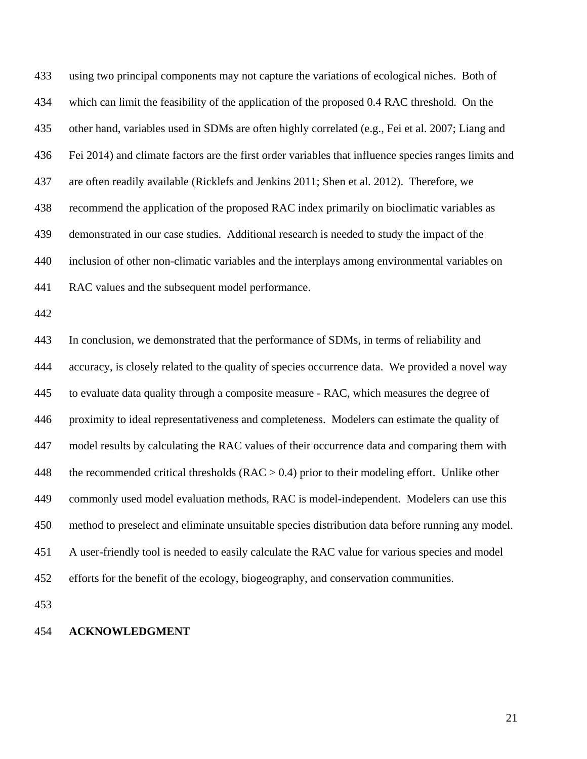using two principal components may not capture the variations of ecological niches. Both of which can limit the feasibility of the application of the proposed 0.4 RAC threshold. On the other hand, variables used in SDMs are often highly correlated (e.g., Fei et al. 2007; Liang and Fei 2014) and climate factors are the first order variables that influence species ranges limits and are often readily available (Ricklefs and Jenkins 2011; Shen et al. 2012). Therefore, we recommend the application of the proposed RAC index primarily on bioclimatic variables as demonstrated in our case studies. Additional research is needed to study the impact of the inclusion of other non-climatic variables and the interplays among environmental variables on RAC values and the subsequent model performance.

In conclusion, we demonstrated that the performance of SDMs, in terms of reliability and accuracy, is closely related to the quality of species occurrence data. We provided a novel way to evaluate data quality through a composite measure - RAC, which measures the degree of proximity to ideal representativeness and completeness. Modelers can estimate the quality of model results by calculating the RAC values of their occurrence data and comparing them with the recommended critical thresholds (RAC > 0.4) prior to their modeling effort. Unlike other commonly used model evaluation methods, RAC is model-independent. Modelers can use this method to preselect and eliminate unsuitable species distribution data before running any model. A user-friendly tool is needed to easily calculate the RAC value for various species and model efforts for the benefit of the ecology, biogeography, and conservation communities.

**ACKNOWLEDGMENT**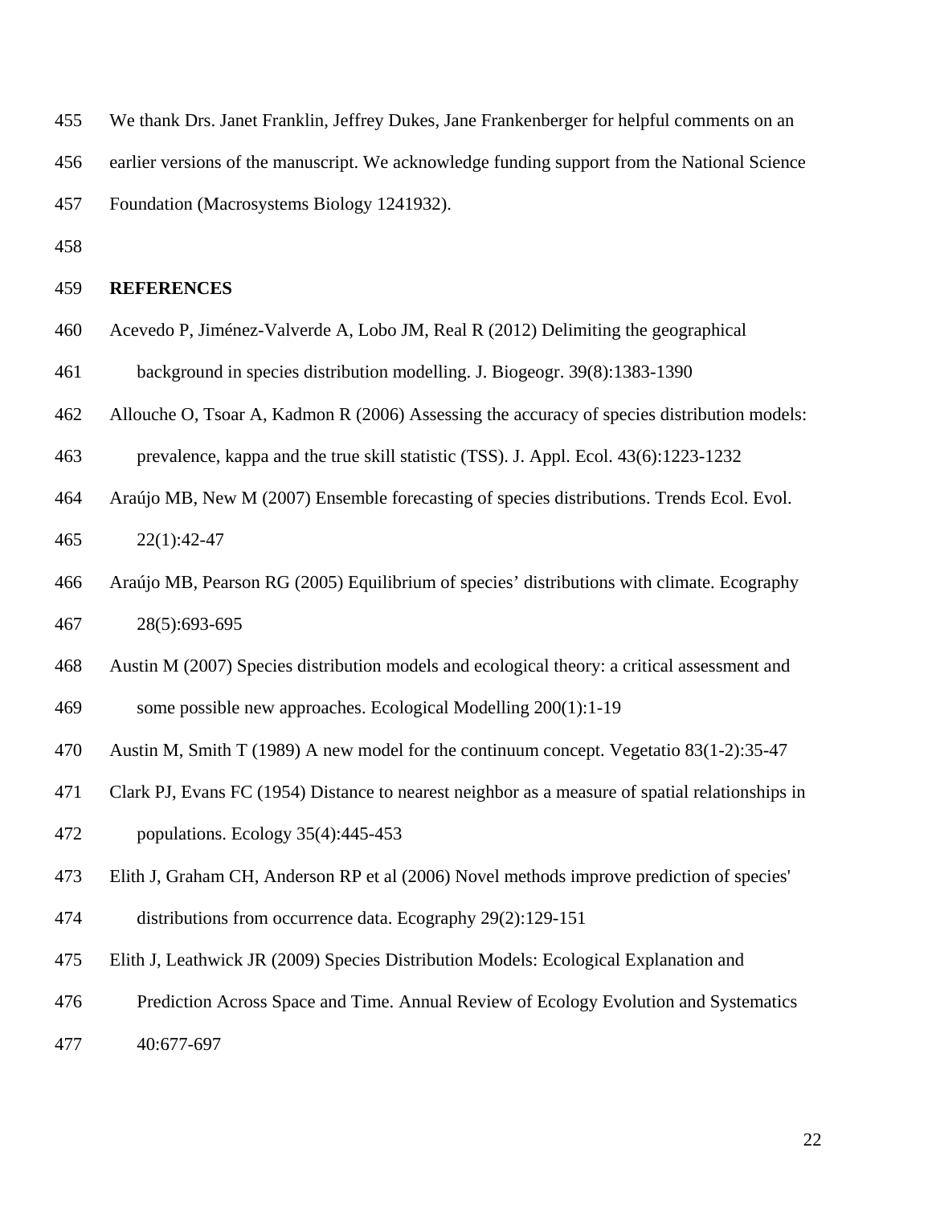We thank Drs. Janet Franklin, Jeffrey Dukes, Jane Frankenberger for helpful comments on an earlier versions of the manuscript. We acknowledge funding support from the National Science Foundation (Macrosystems Biology 1241932).

## REFERENCES

Acevedo P, Jiménez-Valverde A, Lobo JM, Real R (2012) Delimiting the geographical background in species distribution modelling. J. Biogeogr. 39(8):1383-1390

Allouche O, Tsoar A, Kadmon R (2006) Assessing the accuracy of species distribution models: prevalence, kappa and the true skill statistic (TSS). J. Appl. Ecol. 43(6):1223-1232

Araújo MB, New M (2007) Ensemble forecasting of species distributions. Trends Ecol. Evol. 22(1):42-47

Araújo MB, Pearson RG (2005) Equilibrium of species' distributions with climate. Ecography 28(5):693-695

Austin M (2007) Species distribution models and ecological theory: a critical assessment and some possible new approaches. Ecological Modelling 200(1):1-19

Austin M, Smith T (1989) A new model for the continuum concept. Vegetatio 83(1-2):35-47

Clark PJ, Evans FC (1954) Distance to nearest neighbor as a measure of spatial relationships in populations. Ecology 35(4):445-453

Elith J, Graham CH, Anderson RP et al (2006) Novel methods improve prediction of species' distributions from occurrence data. Ecography 29(2):129-151

Elith J, Leathwick JR (2009) Species Distribution Models: Ecological Explanation and Prediction Across Space and Time. Annual Review of Ecology Evolution and Systematics 40:677-697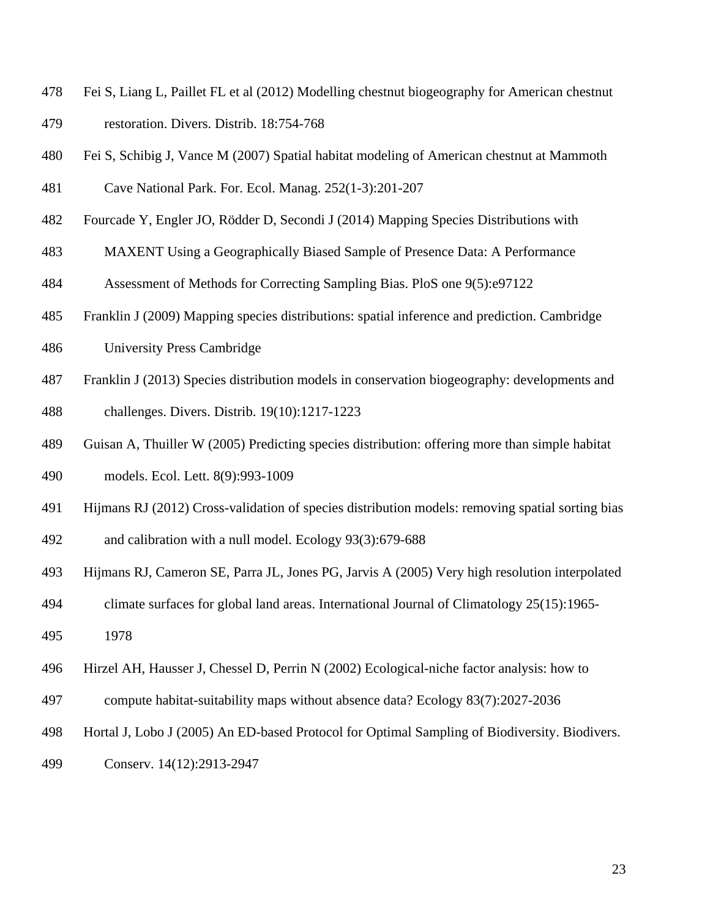Fei S, Liang L, Paillet FL et al (2012) Modelling chestnut biogeography for American chestnut restoration. Divers. Distrib. 18:754-768

Fei S, Schibig J, Vance M (2007) Spatial habitat modeling of American chestnut at Mammoth Cave National Park. For. Ecol. Manag. 252(1-3):201-207

Fourcade Y, Engler JO, Rödder D, Secondi J (2014) Mapping Species Distributions with MAXENT Using a Geographically Biased Sample of Presence Data: A Performance Assessment of Methods for Correcting Sampling Bias. PloS one 9(5):e97122

Franklin J (2009) Mapping species distributions: spatial inference and prediction. Cambridge University Press Cambridge

Franklin J (2013) Species distribution models in conservation biogeography: developments and challenges. Divers. Distrib. 19(10):1217-1223

Guisan A, Thuiller W (2005) Predicting species distribution: offering more than simple habitat models. Ecol. Lett. 8(9):993-1009

Hijmans RJ (2012) Cross-validation of species distribution models: removing spatial sorting bias and calibration with a null model. Ecology 93(3):679-688

Hijmans RJ, Cameron SE, Parra JL, Jones PG, Jarvis A (2005) Very high resolution interpolated climate surfaces for global land areas. International Journal of Climatology 25(15):1965-1978

Hirzel AH, Hausser J, Chessel D, Perrin N (2002) Ecological-niche factor analysis: how to compute habitat-suitability maps without absence data? Ecology 83(7):2027-2036

Hortal J, Lobo J (2005) An ED-based Protocol for Optimal Sampling of Biodiversity. Biodivers. Conserv. 14(12):2913-2947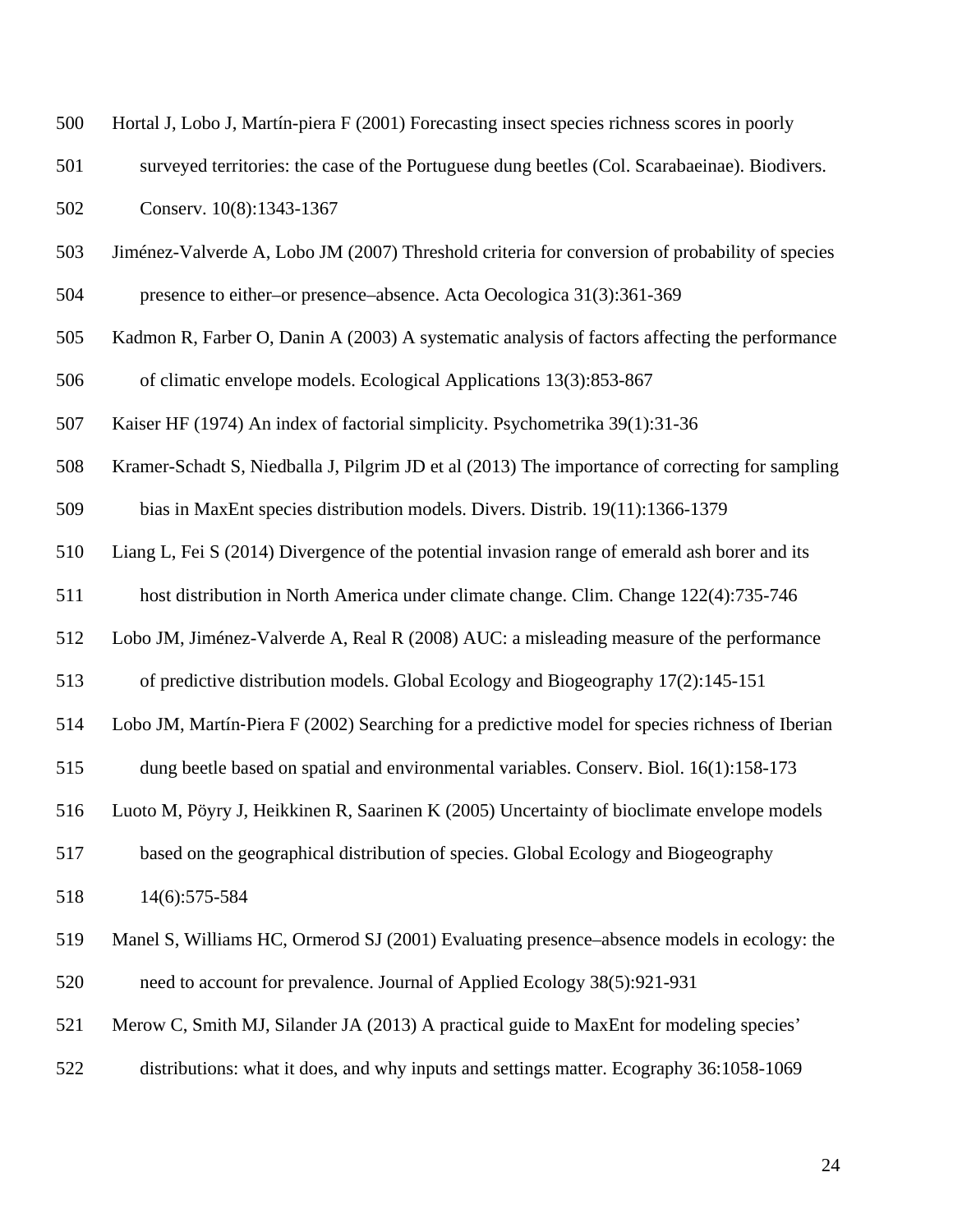Hortal J, Lobo J, Martín-piera F (2001) Forecasting insect species richness scores in poorly surveyed territories: the case of the Portuguese dung beetles (Col. Scarabaeinae). Biodivers. Conserv. 10(8):1343-1367

Jiménez-Valverde A, Lobo JM (2007) Threshold criteria for conversion of probability of species presence to either–or presence–absence. Acta Oecologica 31(3):361-369

Kadmon R, Farber O, Danin A (2003) A systematic analysis of factors affecting the performance of climatic envelope models. Ecological Applications 13(3):853-867

Kaiser HF (1974) An index of factorial simplicity. Psychometrika 39(1):31-36

Kramer-Schadt S, Niedballa J, Pilgrim JD et al (2013) The importance of correcting for sampling bias in MaxEnt species distribution models. Divers. Distrib. 19(11):1366-1379

Liang L, Fei S (2014) Divergence of the potential invasion range of emerald ash borer and its host distribution in North America under climate change. Clim. Change 122(4):735-746

Lobo JM, Jiménez-Valverde A, Real R (2008) AUC: a misleading measure of the performance of predictive distribution models. Global Ecology and Biogeography 17(2):145-151

Lobo JM, Martín-Piera F (2002) Searching for a predictive model for species richness of Iberian dung beetle based on spatial and environmental variables. Conserv. Biol. 16(1):158-173

Luoto M, Pöyry J, Heikkinen R, Saarinen K (2005) Uncertainty of bioclimate envelope models based on the geographical distribution of species. Global Ecology and Biogeography 14(6):575-584

Manel S, Williams HC, Ormerod SJ (2001) Evaluating presence–absence models in ecology: the need to account for prevalence. Journal of Applied Ecology 38(5):921-931

Merow C, Smith MJ, Silander JA (2013) A practical guide to MaxEnt for modeling species' distributions: what it does, and why inputs and settings matter. Ecography 36:1058-1069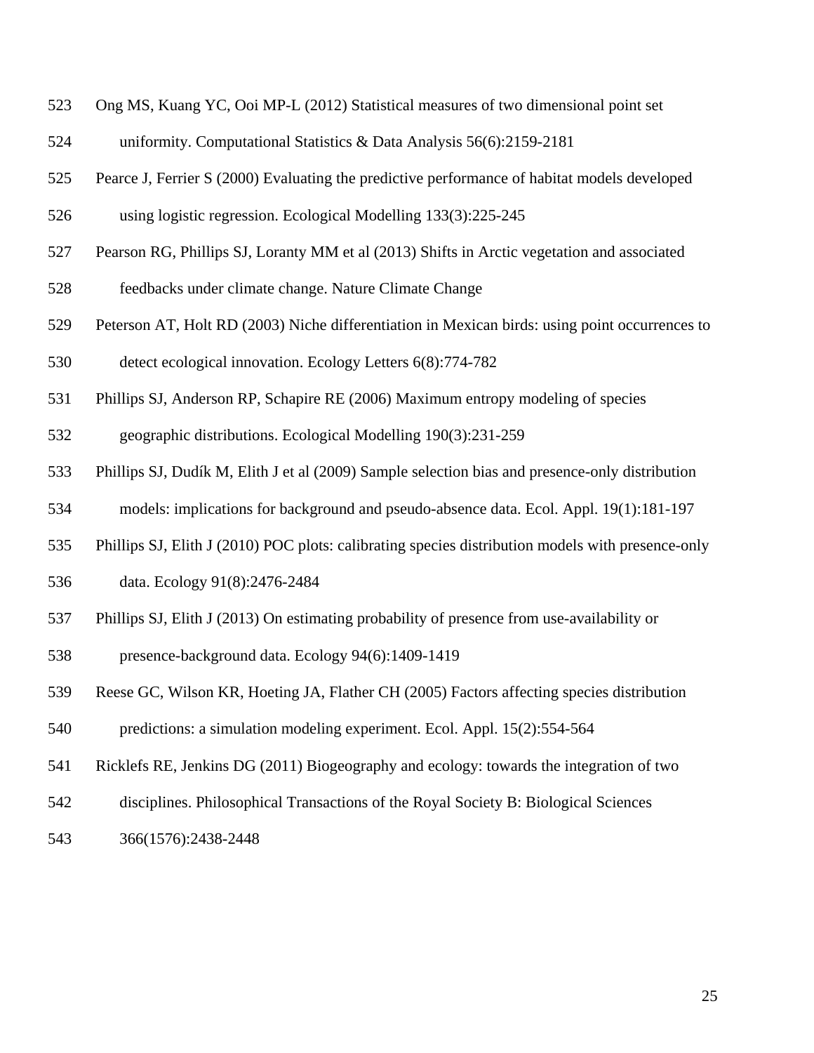Ong MS, Kuang YC, Ooi MP-L (2012) Statistical measures of two dimensional point set uniformity. Computational Statistics & Data Analysis 56(6):2159-2181

Pearce J, Ferrier S (2000) Evaluating the predictive performance of habitat models developed using logistic regression. Ecological Modelling 133(3):225-245

Pearson RG, Phillips SJ, Loranty MM et al (2013) Shifts in Arctic vegetation and associated feedbacks under climate change. Nature Climate Change

Peterson AT, Holt RD (2003) Niche differentiation in Mexican birds: using point occurrences to detect ecological innovation. Ecology Letters 6(8):774-782

Phillips SJ, Anderson RP, Schapire RE (2006) Maximum entropy modeling of species geographic distributions. Ecological Modelling 190(3):231-259

Phillips SJ, Dudík M, Elith J et al (2009) Sample selection bias and presence-only distribution models: implications for background and pseudo-absence data. Ecol. Appl. 19(1):181-197

Phillips SJ, Elith J (2010) POC plots: calibrating species distribution models with presence-only data. Ecology 91(8):2476-2484

Phillips SJ, Elith J (2013) On estimating probability of presence from use-availability or presence-background data. Ecology 94(6):1409-1419

Reese GC, Wilson KR, Hoeting JA, Flather CH (2005) Factors affecting species distribution predictions: a simulation modeling experiment. Ecol. Appl. 15(2):554-564

Ricklefs RE, Jenkins DG (2011) Biogeography and ecology: towards the integration of two disciplines. Philosophical Transactions of the Royal Society B: Biological Sciences 366(1576):2438-2448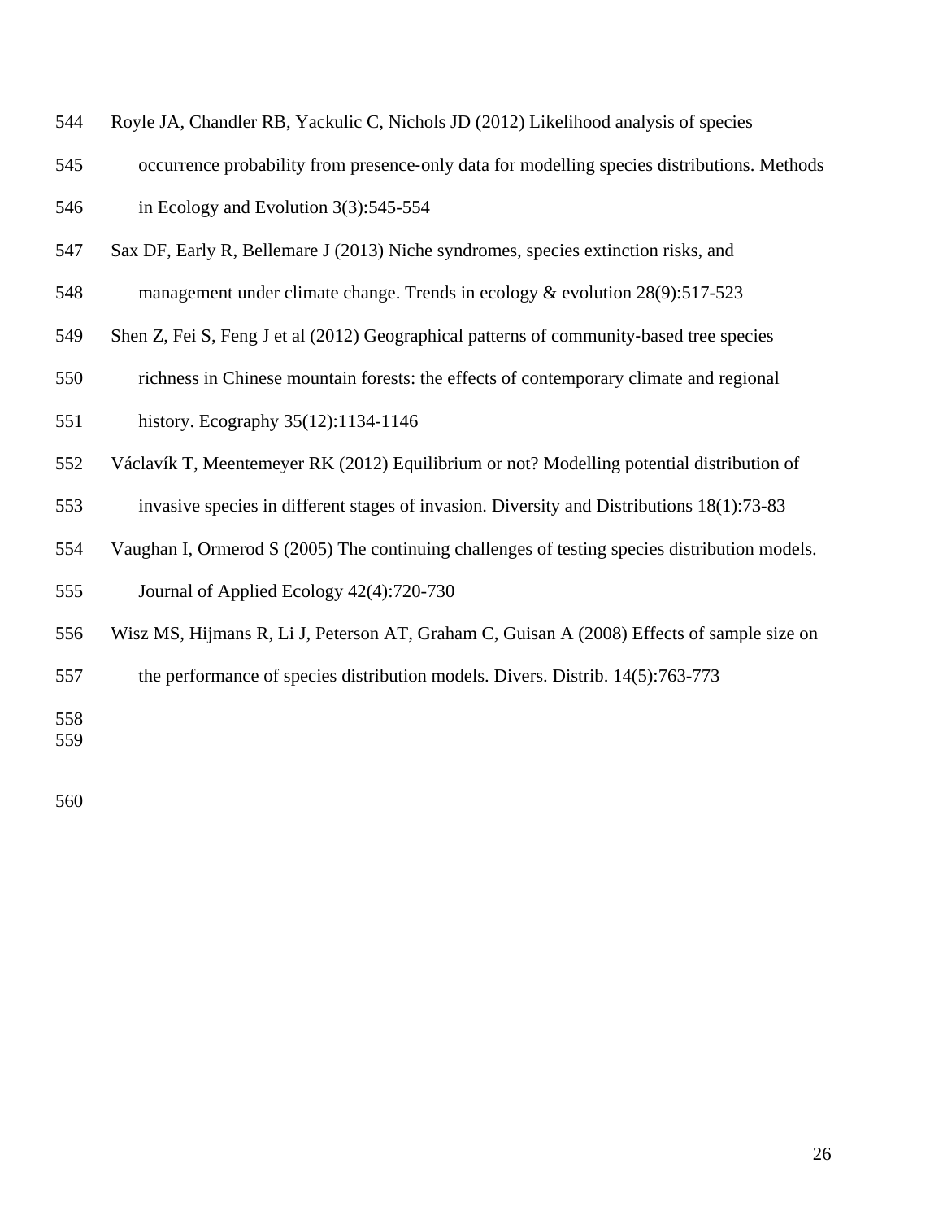Royle JA, Chandler RB, Yackulic C, Nichols JD (2012) Likelihood analysis of species occurrence probability from presence-only data for modelling species distributions. Methods in Ecology and Evolution 3(3):545-554

Sax DF, Early R, Bellemare J (2013) Niche syndromes, species extinction risks, and management under climate change. Trends in ecology & evolution 28(9):517-523

Shen Z, Fei S, Feng J et al (2012) Geographical patterns of community-based tree species richness in Chinese mountain forests: the effects of contemporary climate and regional history. Ecography 35(12):1134-1146

Václavík T, Meentemeyer RK (2012) Equilibrium or not? Modelling potential distribution of invasive species in different stages of invasion. Diversity and Distributions 18(1):73-83

Vaughan I, Ormerod S (2005) The continuing challenges of testing species distribution models. Journal of Applied Ecology 42(4):720-730

Wisz MS, Hijmans R, Li J, Peterson AT, Graham C, Guisan A (2008) Effects of sample size on the performance of species distribution models. Divers. Distrib. 14(5):763-773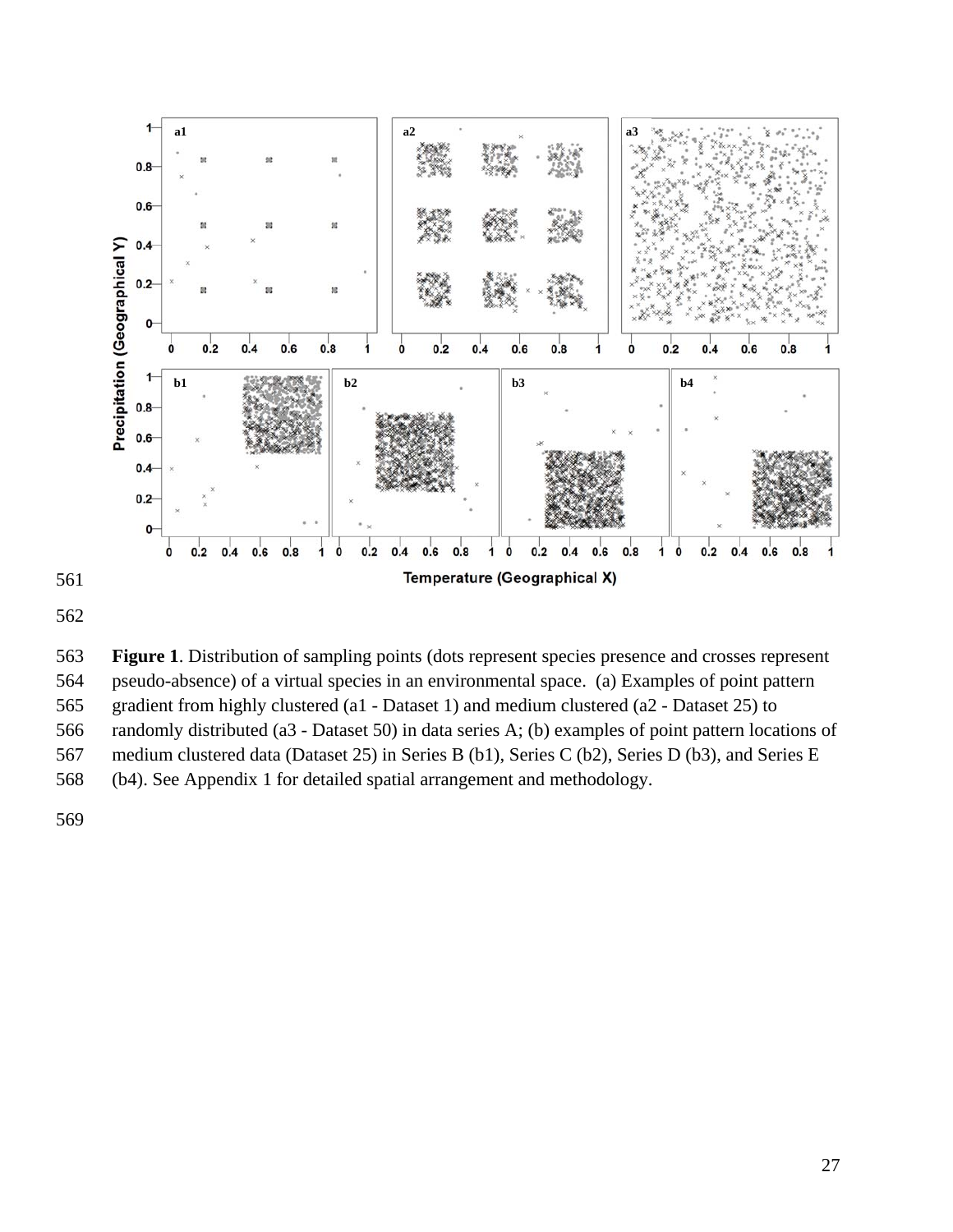**Figure 1**. Distribution of sampling points (dots represent species presence and crosses represent pseudo-absence) of a virtual species in an environmental space. (a) Examples of point pattern gradient from highly clustered (a1 - Dataset 1) and medium clustered (a2 - Dataset 25) to randomly distributed (a3 - Dataset 50) in data series A; (b) examples of point pattern locations of medium clustered data (Dataset 25) in Series B (b1), Series C (b2), Series D (b3), and Series E (b4). See Appendix 1 for detailed spatial arrangement and methodology.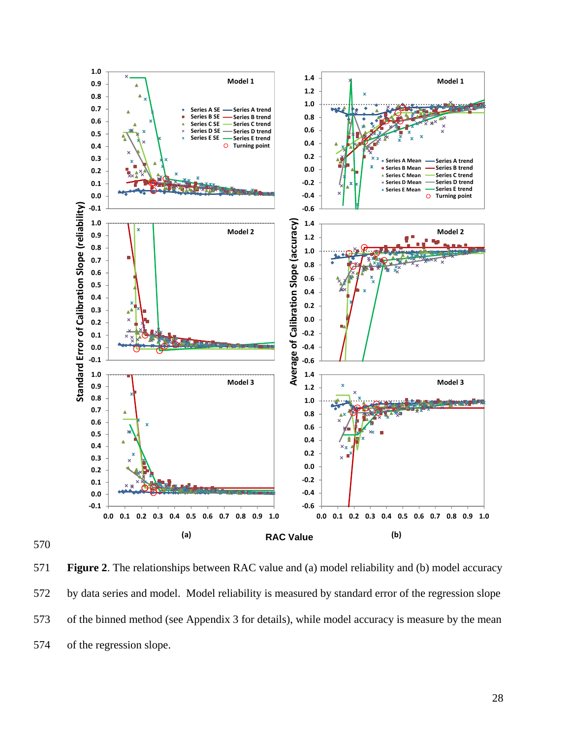Figure 2. The relationships between RAC value and (a) model reliability and (b) model accuracy by data series and model. Model reliability is measured by standard error of the regression slope of the binned method (see Appendix 3 for details), while model accuracy is measure by the mean of the regression slope.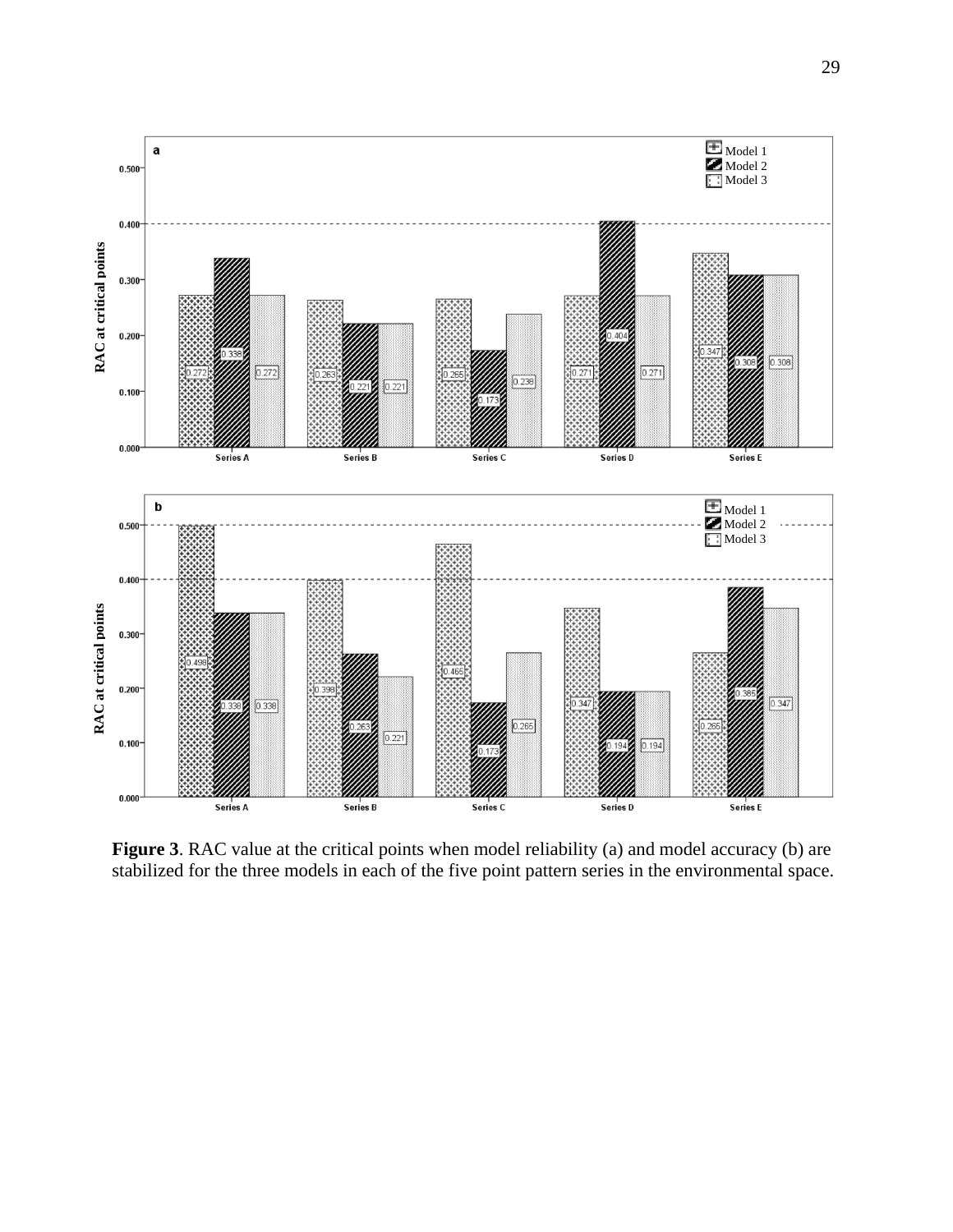**Figure 3**. RAC value at the critical points when model reliability (a) and model accuracy (b) are stabilized for the three models in each of the five point pattern series in the environmental space.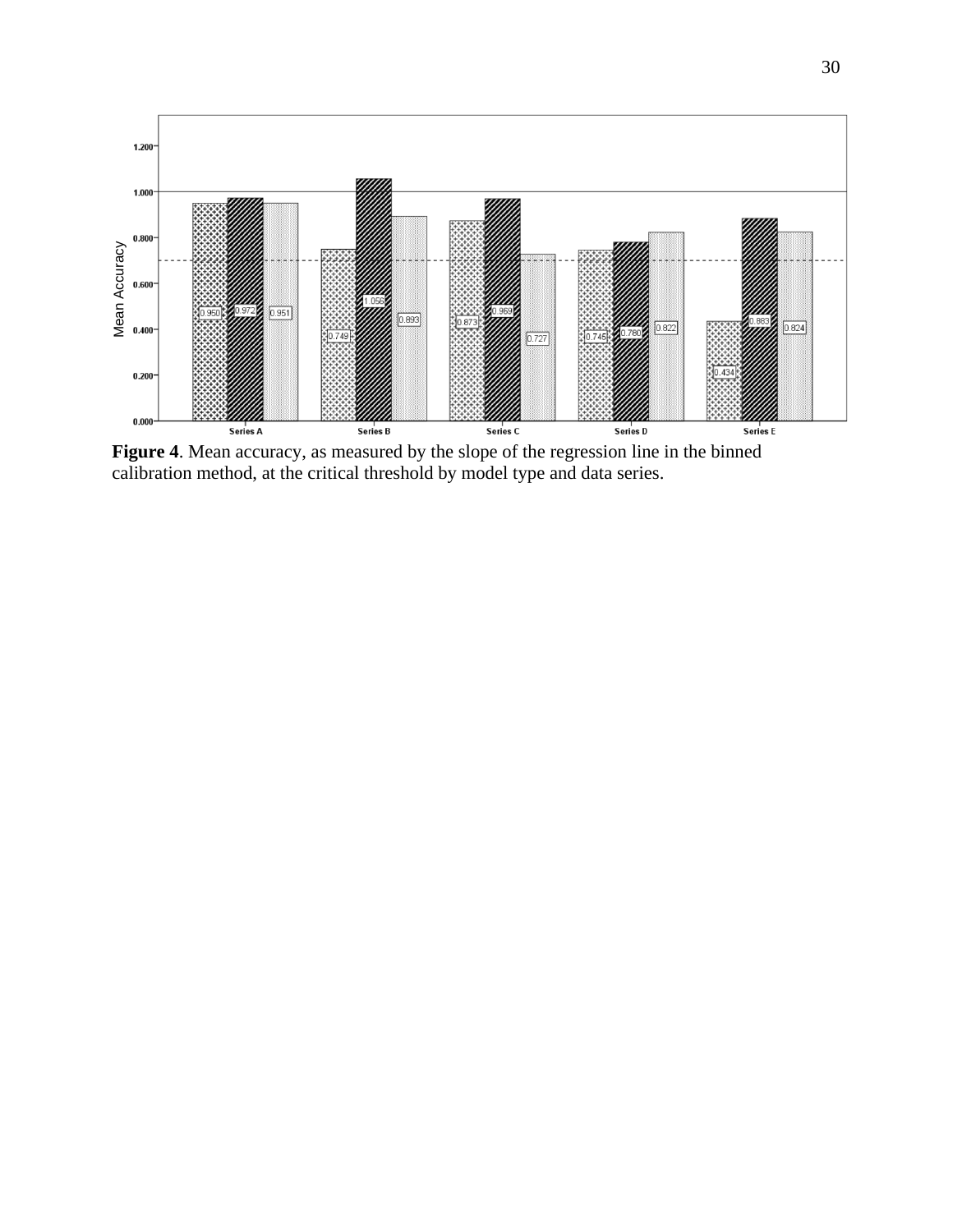**Figure 4**. Mean accuracy, as measured by the slope of the regression line in the binned calibration method, at the critical threshold by model type and data series.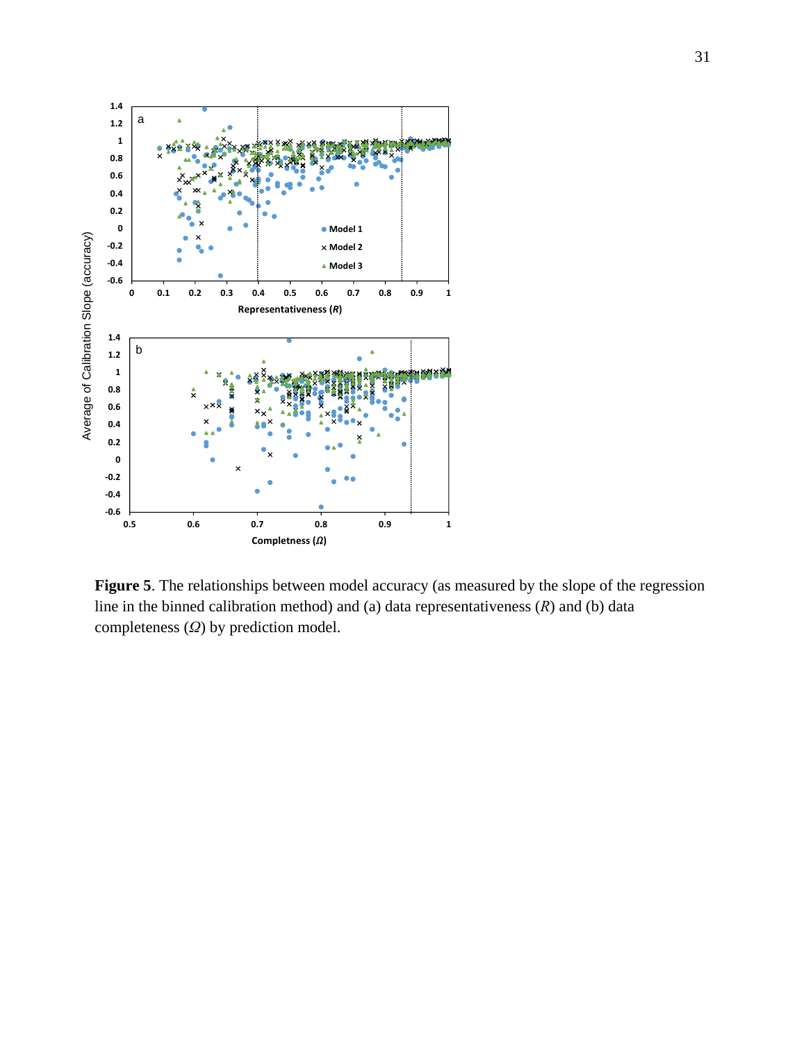**Figure 5**. The relationships between model accuracy (as measured by the slope of the regression line in the binned calibration method) and (a) data representativeness ($R$) and (b) data completeness ($\Omega$) by prediction model.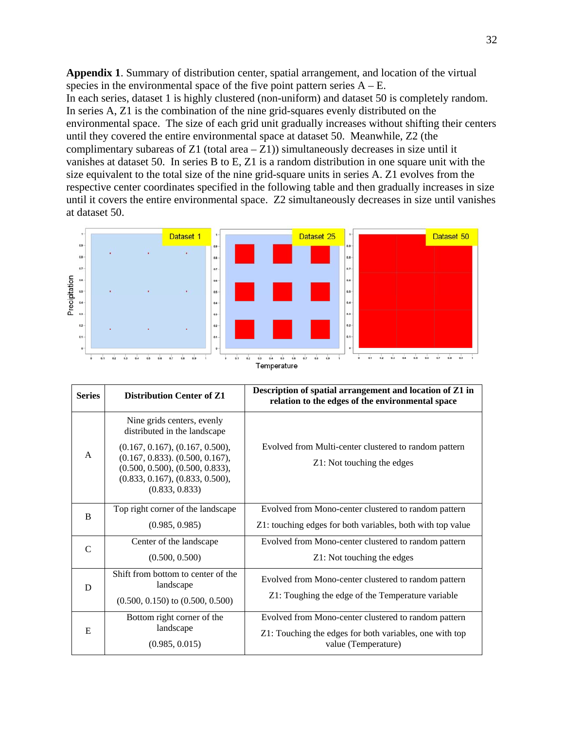**Appendix 1**. Summary of distribution center, spatial arrangement, and location of the virtual species in the environmental space of the five point pattern series A – E.
In each series, dataset 1 is highly clustered (non-uniform) and dataset 50 is completely random. In series A, Z1 is the combination of the nine grid-squares evenly distributed on the environmental space. The size of each grid unit gradually increases without shifting their centers until they covered the entire environmental space at dataset 50. Meanwhile, Z2 (the complimentary subareas of Z1 (total area – Z1)) simultaneously decreases in size until it vanishes at dataset 50. In series B to E, Z1 is a random distribution in one square unit with the size equivalent to the total size of the nine grid-square units in series A. Z1 evolves from the respective center coordinates specified in the following table and then gradually increases in size until it covers the entire environmental space. Z2 simultaneously decreases in size until vanishes at dataset 50.

| Series | Distribution Center of Z1 | Description of spatial arrangement and location of Z1 in relation to the edges of the environmental space |
|---|---|---|
| A | Nine grids centers, evenly distributed in the landscape<br>(0.167, 0.167), (0.167, 0.500), (0.167, 0.833). (0.500, 0.167), (0.500, 0.500), (0.500, 0.833), (0.833, 0.167), (0.833, 0.500), (0.833, 0.833) | Evolved from Multi-center clustered to random pattern<br>Z1: Not touching the edges |
| B | Top right corner of the landscape<br>(0.985, 0.985) | Evolved from Mono-center clustered to random pattern<br>Z1: touching edges for both variables, both with top value |
| C | Center of the landscape<br>(0.500, 0.500) | Evolved from Mono-center clustered to random pattern<br>Z1: Not touching the edges |
| D | Shift from bottom to center of the landscape<br>(0.500, 0.150) to (0.500, 0.500) | Evolved from Mono-center clustered to random pattern<br>Z1: Toughing the edge of the Temperature variable |
| E | Bottom right corner of the landscape<br>(0.985, 0.015) | Evolved from Mono-center clustered to random pattern<br>Z1: Touching the edges for both variables, one with top value (Temperature) |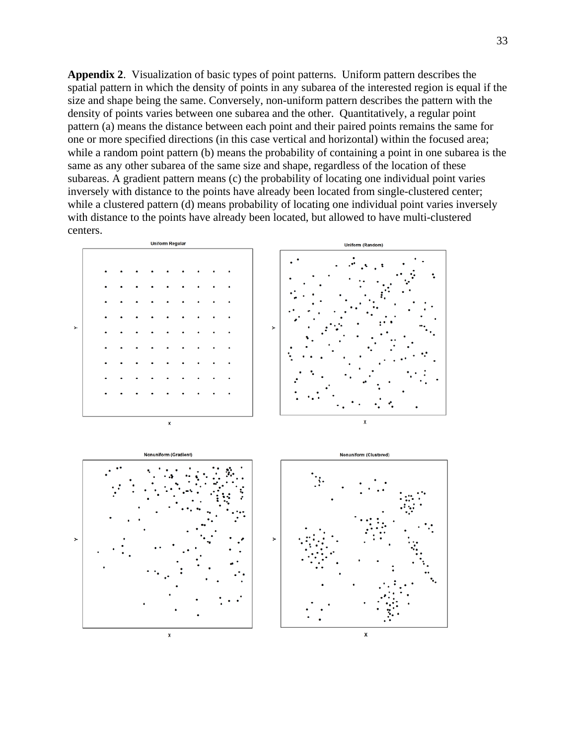**Appendix 2**. Visualization of basic types of point patterns. Uniform pattern describes the spatial pattern in which the density of points in any subarea of the interested region is equal if the size and shape being the same. Conversely, non-uniform pattern describes the pattern with the density of points varies between one subarea and the other. Quantitatively, a regular point pattern (a) means the distance between each point and their paired points remains the same for one or more specified directions (in this case vertical and horizontal) within the focused area; while a random point pattern (b) means the probability of containing a point in one subarea is the same as any other subarea of the same size and shape, regardless of the location of these subareas. A gradient pattern means (c) the probability of locating one individual point varies inversely with distance to the points have already been located from single-clustered center; while a clustered pattern (d) means probability of locating one individual point varies inversely with distance to the points have already been located, but allowed to have multi-clustered centers.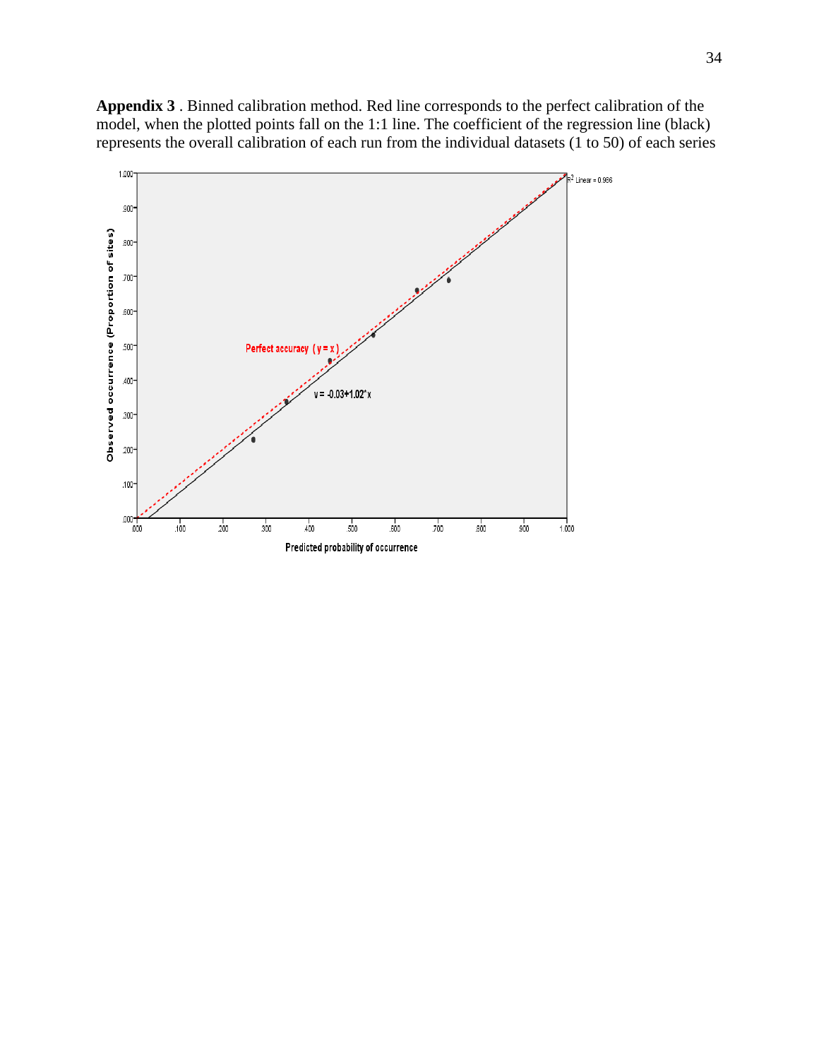**Appendix 3** . Binned calibration method. Red line corresponds to the perfect calibration of the model, when the plotted points fall on the 1:1 line. The coefficient of the regression line (black) represents the overall calibration of each run from the individual datasets (1 to 50) of each series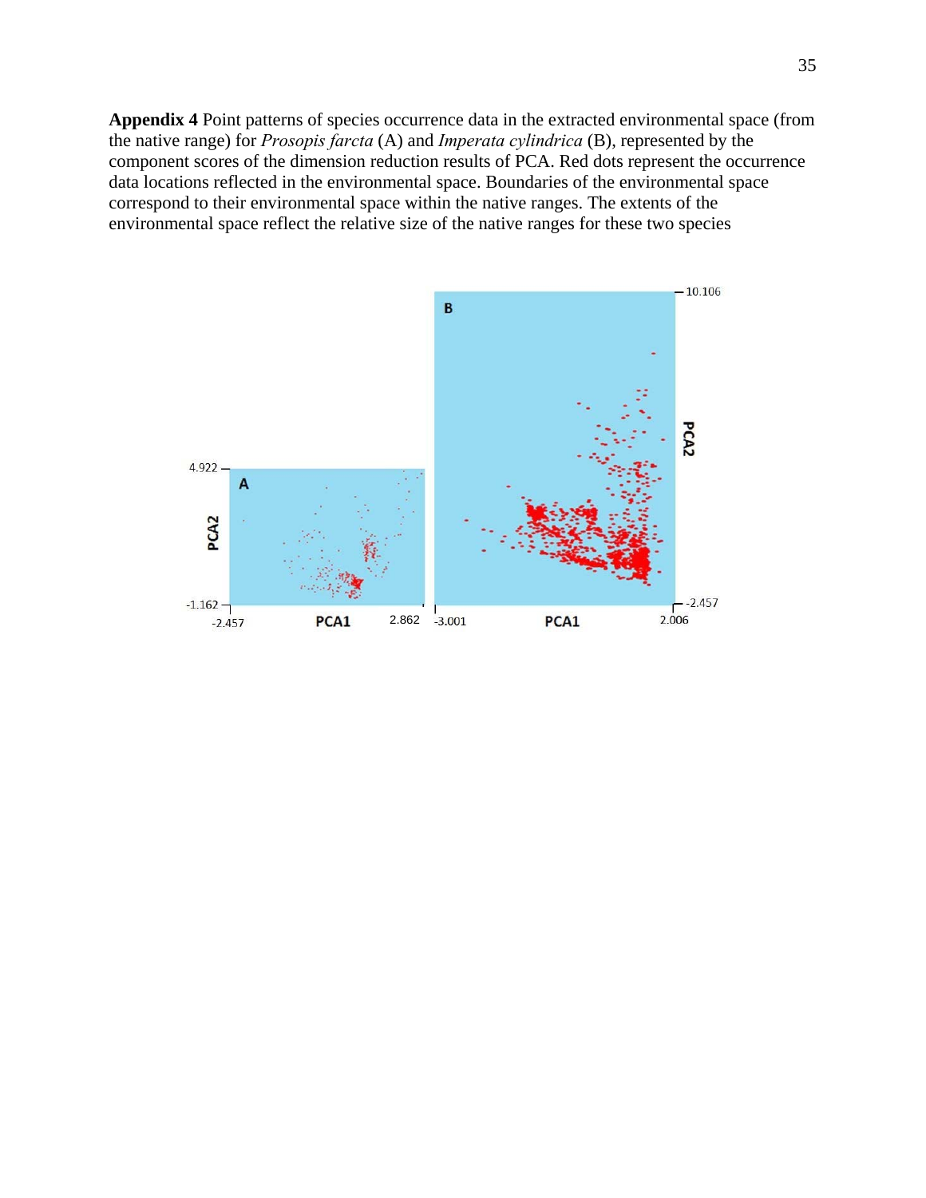**Appendix 4** Point patterns of species occurrence data in the extracted environmental space (from the native range) for *Prosopis farcta* (A) and *Imperata cylindrica* (B), represented by the component scores of the dimension reduction results of PCA. Red dots represent the occurrence data locations reflected in the environmental space. Boundaries of the environmental space correspond to their environmental space within the native ranges. The extents of the environmental space reflect the relative size of the native ranges for these two species

A

4.922

PCA2

-1.162

-2.457

PCA1

2.862

B

10.106

PCA2

-2.457

-3.001

PCA1

2.006